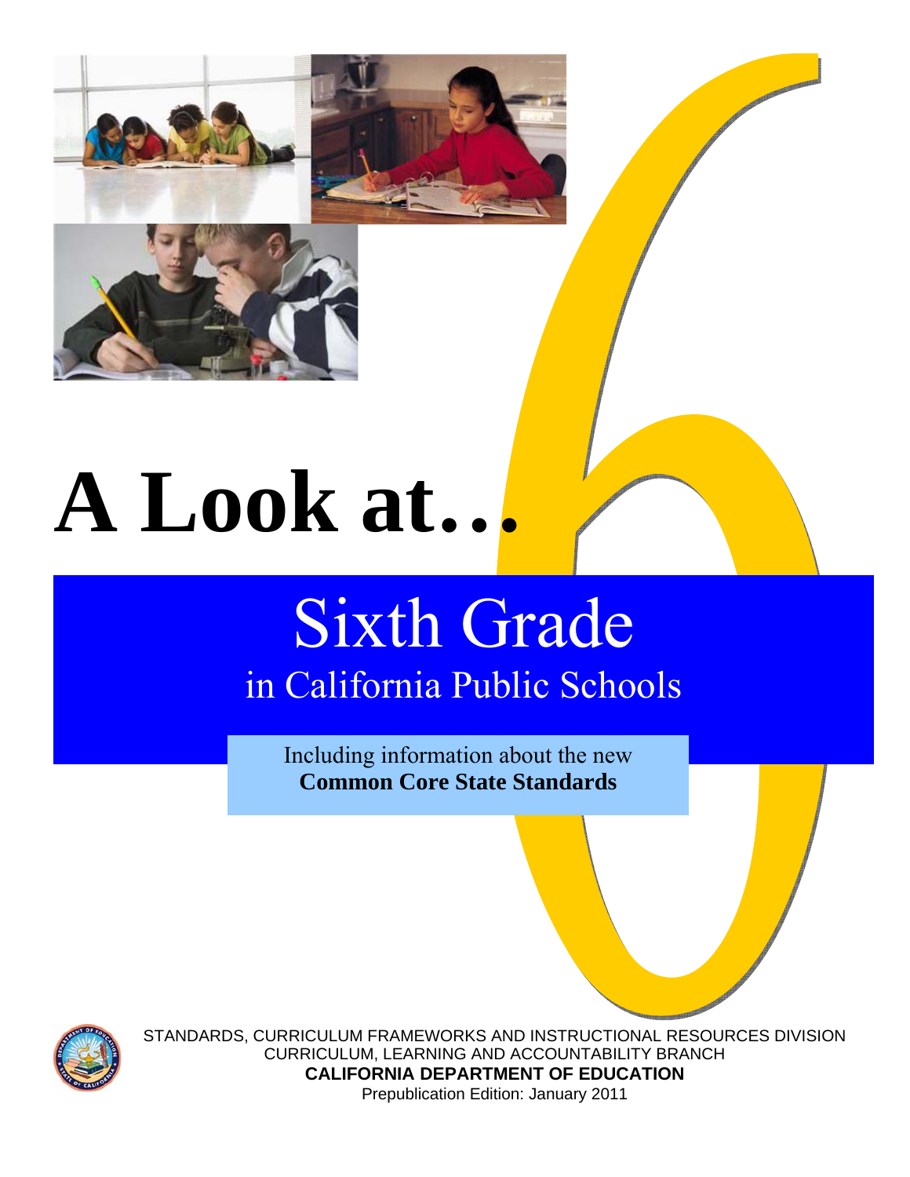# A Look at…

## Sixth Grade

### in California Public Schools

Including information about the new
**Common Core State Standards**

STANDARDS, CURRICULUM FRAMEWORKS AND INSTRUCTIONAL RESOURCES DIVISION
CURRICULUM, LEARNING AND ACCOUNTABILITY BRANCH
**CALIFORNIA DEPARTMENT OF EDUCATION**
Prepublication Edition: January 2011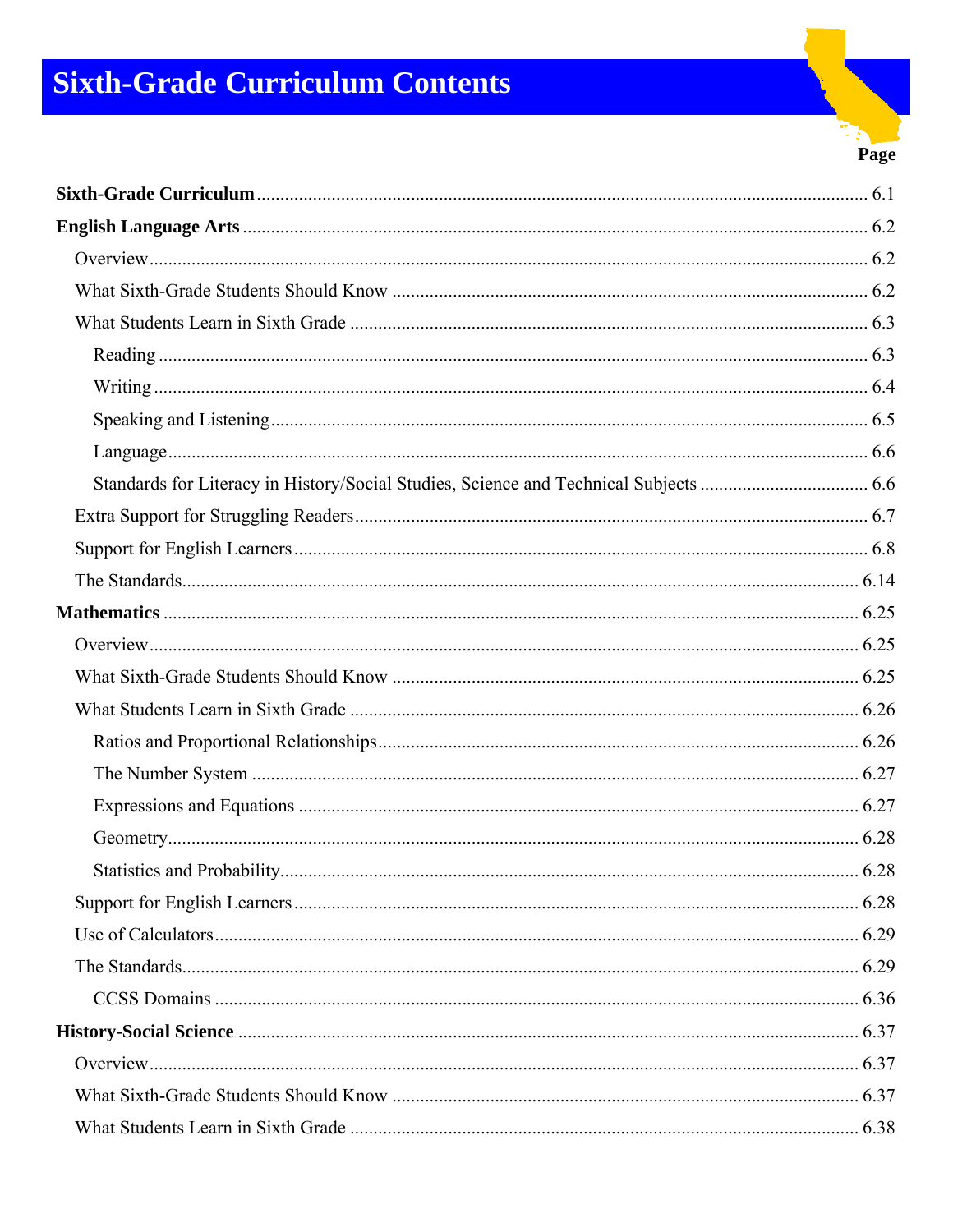# Sixth-Grade Curriculum Contents

| | Page |
|---|---|
| **Sixth-Grade Curriculum** | 6.1 |
| **English Language Arts** | 6.2 |
| Overview | 6.2 |
| What Sixth-Grade Students Should Know | 6.2 |
| What Students Learn in Sixth Grade | 6.3 |
| Reading | 6.3 |
| Writing | 6.4 |
| Speaking and Listening | 6.5 |
| Language | 6.6 |
| Standards for Literacy in History/Social Studies, Science and Technical Subjects | 6.6 |
| Extra Support for Struggling Readers | 6.7 |
| Support for English Learners | 6.8 |
| The Standards | 6.14 |
| **Mathematics** | 6.25 |
| Overview | 6.25 |
| What Sixth-Grade Students Should Know | 6.25 |
| What Students Learn in Sixth Grade | 6.26 |
| Ratios and Proportional Relationships | 6.26 |
| The Number System | 6.27 |
| Expressions and Equations | 6.27 |
| Geometry | 6.28 |
| Statistics and Probability | 6.28 |
| Support for English Learners | 6.28 |
| Use of Calculators | 6.29 |
| The Standards | 6.29 |
| CCSS Domains | 6.36 |
| **History-Social Science** | 6.37 |
| Overview | 6.37 |
| What Sixth-Grade Students Should Know | 6.37 |
| What Students Learn in Sixth Grade | 6.38 |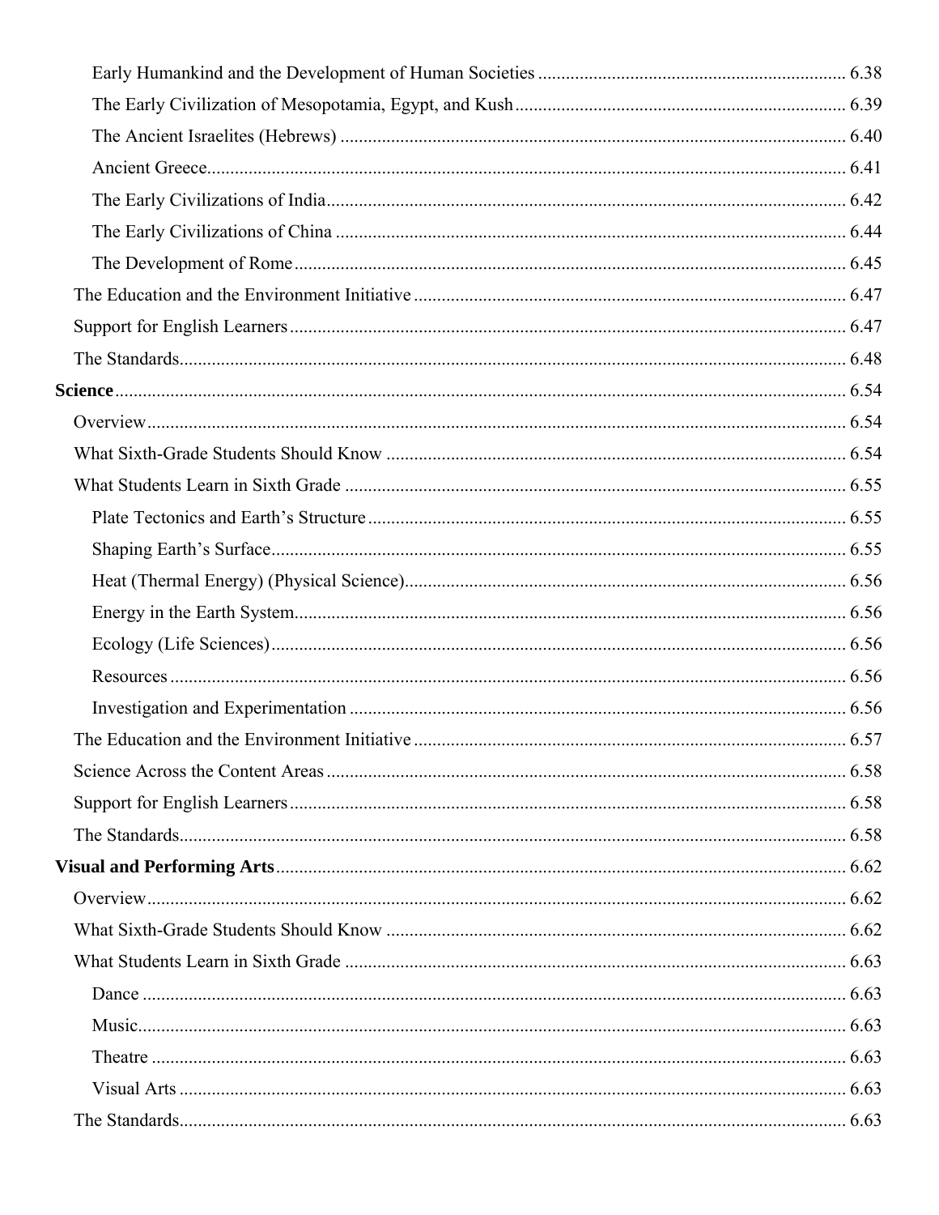- Early Humankind and the Development of Human Societies .......... 6.38
- The Early Civilization of Mesopotamia, Egypt, and Kush .......... 6.39
- The Ancient Israelites (Hebrews) .......... 6.40
- Ancient Greece .......... 6.41
- The Early Civilizations of India .......... 6.42
- The Early Civilizations of China .......... 6.44
- The Development of Rome .......... 6.45

The Education and the Environment Initiative .......... 6.47
Support for English Learners .......... 6.47
The Standards .......... 6.48

**Science** .......... 6.54

Overview .......... 6.54
What Sixth-Grade Students Should Know .......... 6.54
What Students Learn in Sixth Grade .......... 6.55

- Plate Tectonics and Earth's Structure .......... 6.55
- Shaping Earth's Surface .......... 6.55
- Heat (Thermal Energy) (Physical Science) .......... 6.56
- Energy in the Earth System .......... 6.56
- Ecology (Life Sciences) .......... 6.56
- Resources .......... 6.56
- Investigation and Experimentation .......... 6.56

The Education and the Environment Initiative .......... 6.57
Science Across the Content Areas .......... 6.58
Support for English Learners .......... 6.58
The Standards .......... 6.58

**Visual and Performing Arts** .......... 6.62

Overview .......... 6.62
What Sixth-Grade Students Should Know .......... 6.62
What Students Learn in Sixth Grade .......... 6.63

- Dance .......... 6.63
- Music .......... 6.63
- Theatre .......... 6.63
- Visual Arts .......... 6.63

The Standards .......... 6.63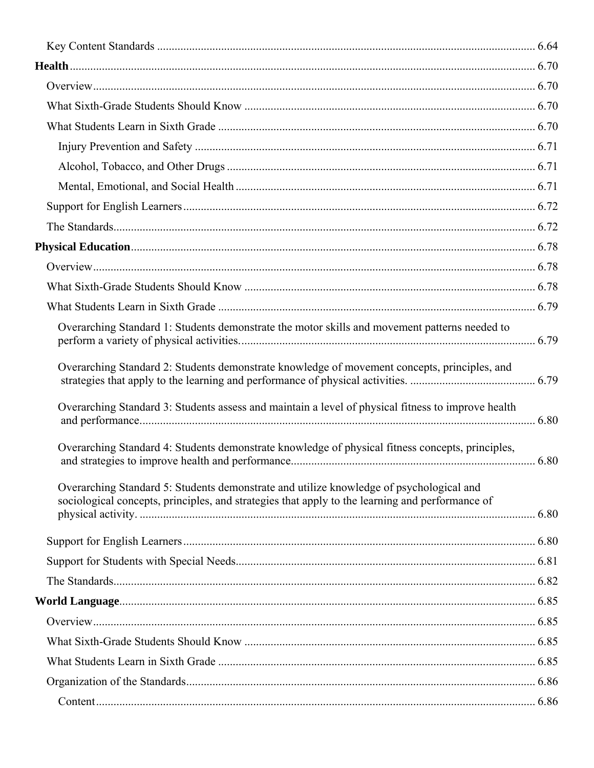Key Content Standards ................................................................................................................................ 6.64

**Health** ........................................................................................................................................................ 6.70

Overview ..................................................................................................................................................... 6.70

What Sixth-Grade Students Should Know .................................................................................................. 6.70

What Students Learn in Sixth Grade ........................................................................................................... 6.70

Injury Prevention and Safety .................................................................................................................. 6.71

Alcohol, Tobacco, and Other Drugs ........................................................................................................ 6.71

Mental, Emotional, and Social Health .................................................................................................... 6.71

Support for English Learners ...................................................................................................................... 6.72

The Standards .............................................................................................................................................. 6.72

**Physical Education** .................................................................................................................................... 6.78

Overview ..................................................................................................................................................... 6.78

What Sixth-Grade Students Should Know .................................................................................................. 6.78

What Students Learn in Sixth Grade ........................................................................................................... 6.79

Overarching Standard 1: Students demonstrate the motor skills and movement patterns needed to perform a variety of physical activities. .................................................................................................... 6.79

Overarching Standard 2: Students demonstrate knowledge of movement concepts, principles, and strategies that apply to the learning and performance of physical activities. .......................................... 6.79

Overarching Standard 3: Students assess and maintain a level of physical fitness to improve health and performance ...................................................................................................................................... 6.80

Overarching Standard 4: Students demonstrate knowledge of physical fitness concepts, principles, and strategies to improve health and performance .................................................................................. 6.80

Overarching Standard 5: Students demonstrate and utilize knowledge of psychological and sociological concepts, principles, and strategies that apply to the learning and performance of physical activity. ...................................................................................................................................... 6.80

Support for English Learners ...................................................................................................................... 6.80

Support for Students with Special Needs ..................................................................................................... 6.81

The Standards .............................................................................................................................................. 6.82

**World Language** ........................................................................................................................................ 6.85

Overview ..................................................................................................................................................... 6.85

What Sixth-Grade Students Should Know .................................................................................................. 6.85

What Students Learn in Sixth Grade ........................................................................................................... 6.85

Organization of the Standards ..................................................................................................................... 6.86

Content .................................................................................................................................................... 6.86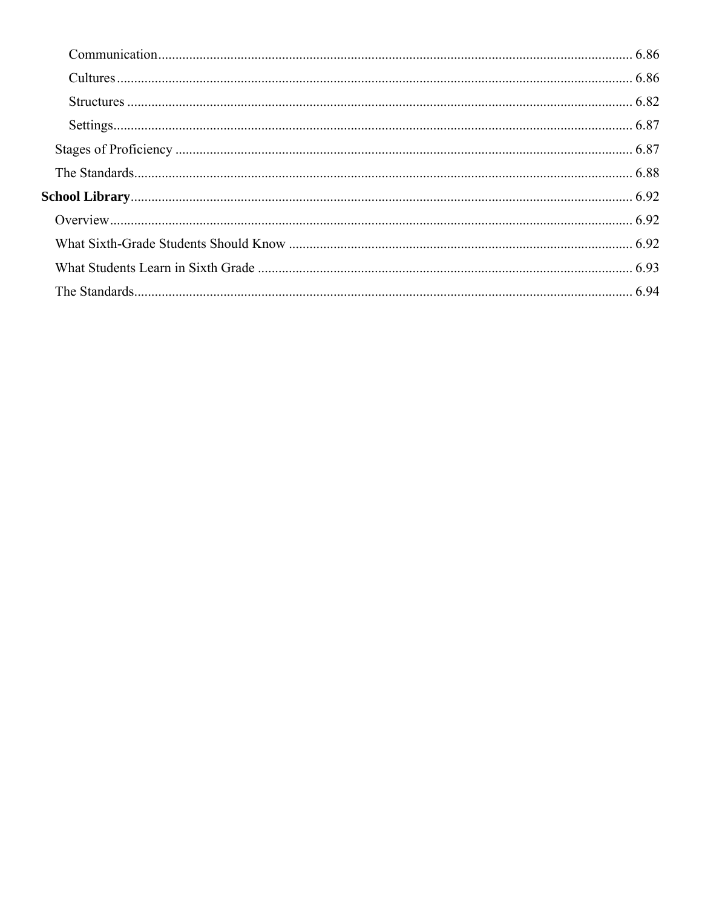Communication ........................................................................................................................ 6.86

Cultures .................................................................................................................................... 6.86

Structures ................................................................................................................................ 6.82

Settings..................................................................................................................................... 6.87

Stages of Proficiency .................................................................................................................... 6.87

The Standards................................................................................................................................ 6.88

**School Library**................................................................................................................................ 6.92

Overview ...................................................................................................................................... 6.92

What Sixth-Grade Students Should Know ................................................................................... 6.92

What Students Learn in Sixth Grade ............................................................................................ 6.93

The Standards................................................................................................................................ 6.94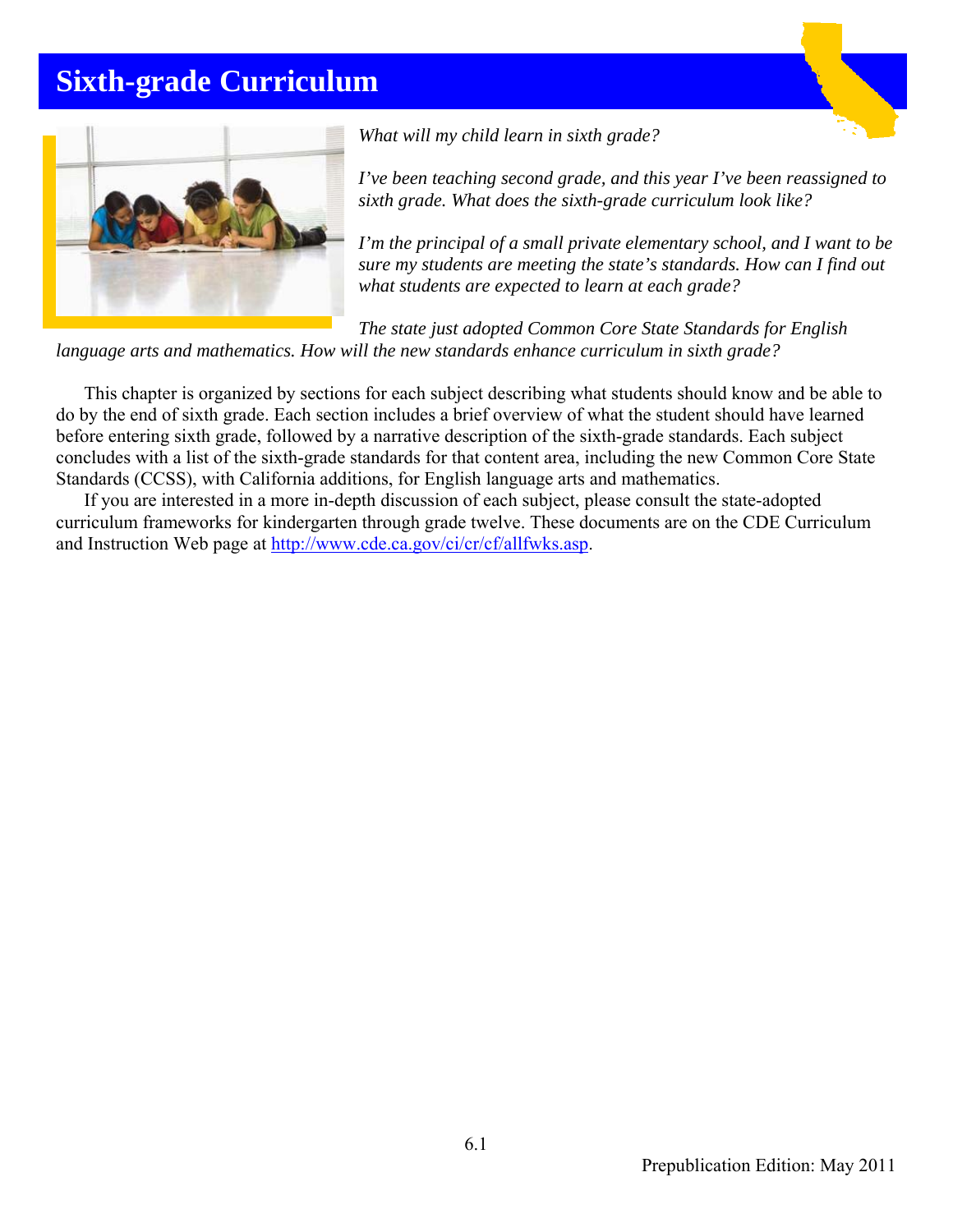# Sixth-grade Curriculum

*What will my child learn in sixth grade?*

*I've been teaching second grade, and this year I've been reassigned to sixth grade. What does the sixth-grade curriculum look like?*

*I'm the principal of a small private elementary school, and I want to be sure my students are meeting the state's standards. How can I find out what students are expected to learn at each grade?*

*The state just adopted Common Core State Standards for English language arts and mathematics. How will the new standards enhance curriculum in sixth grade?*

This chapter is organized by sections for each subject describing what students should know and be able to do by the end of sixth grade. Each section includes a brief overview of what the student should have learned before entering sixth grade, followed by a narrative description of the sixth-grade standards. Each subject concludes with a list of the sixth-grade standards for that content area, including the new Common Core State Standards (CCSS), with California additions, for English language arts and mathematics.

If you are interested in a more in-depth discussion of each subject, please consult the state-adopted curriculum frameworks for kindergarten through grade twelve. These documents are on the CDE Curriculum and Instruction Web page at [http://www.cde.ca.gov/ci/cr/cf/allfwks.asp](http://www.cde.ca.gov/ci/cr/cf/allfwks.asp).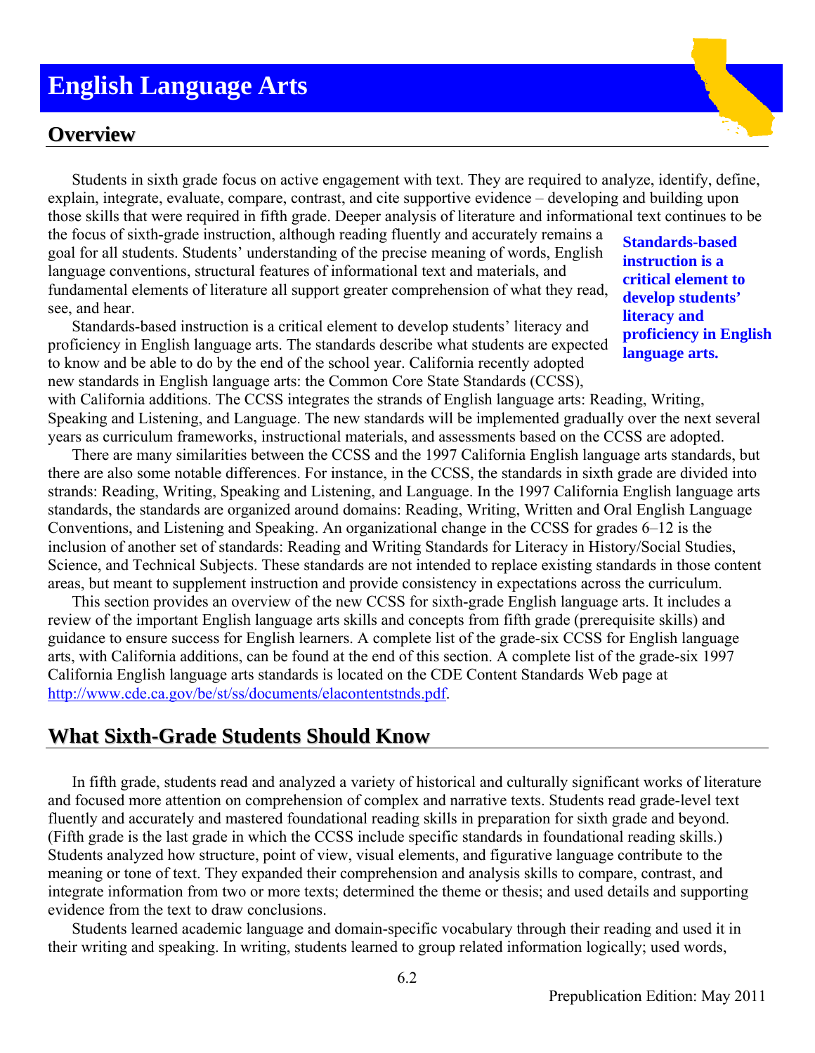# English Language Arts

## Overview

Students in sixth grade focus on active engagement with text. They are required to analyze, identify, define, explain, integrate, evaluate, compare, contrast, and cite supportive evidence – developing and building upon those skills that were required in fifth grade. Deeper analysis of literature and informational text continues to be the focus of sixth-grade instruction, although reading fluently and accurately remains a goal for all students. Students' understanding of the precise meaning of words, English language conventions, structural features of informational text and materials, and fundamental elements of literature all support greater comprehension of what they read, see, and hear.

**Standards-based instruction is a critical element to develop students' literacy and proficiency in English language arts.**

Standards-based instruction is a critical element to develop students' literacy and proficiency in English language arts. The standards describe what students are expected to know and be able to do by the end of the school year. California recently adopted new standards in English language arts: the Common Core State Standards (CCSS), with California additions. The CCSS integrates the strands of English language arts: Reading, Writing, Speaking and Listening, and Language. The new standards will be implemented gradually over the next several years as curriculum frameworks, instructional materials, and assessments based on the CCSS are adopted.

There are many similarities between the CCSS and the 1997 California English language arts standards, but there are also some notable differences. For instance, in the CCSS, the standards in sixth grade are divided into strands: Reading, Writing, Speaking and Listening, and Language. In the 1997 California English language arts standards, the standards are organized around domains: Reading, Writing, Written and Oral English Language Conventions, and Listening and Speaking. An organizational change in the CCSS for grades 6–12 is the inclusion of another set of standards: Reading and Writing Standards for Literacy in History/Social Studies, Science, and Technical Subjects. These standards are not intended to replace existing standards in those content areas, but meant to supplement instruction and provide consistency in expectations across the curriculum.

This section provides an overview of the new CCSS for sixth-grade English language arts. It includes a review of the important English language arts skills and concepts from fifth grade (prerequisite skills) and guidance to ensure success for English learners. A complete list of the grade-six CCSS for English language arts, with California additions, can be found at the end of this section. A complete list of the grade-six 1997 California English language arts standards is located on the CDE Content Standards Web page at http://www.cde.ca.gov/be/st/ss/documents/elacontentstnds.pdf.

## What Sixth-Grade Students Should Know

In fifth grade, students read and analyzed a variety of historical and culturally significant works of literature and focused more attention on comprehension of complex and narrative texts. Students read grade-level text fluently and accurately and mastered foundational reading skills in preparation for sixth grade and beyond. (Fifth grade is the last grade in which the CCSS include specific standards in foundational reading skills.) Students analyzed how structure, point of view, visual elements, and figurative language contribute to the meaning or tone of text. They expanded their comprehension and analysis skills to compare, contrast, and integrate information from two or more texts; determined the theme or thesis; and used details and supporting evidence from the text to draw conclusions.

Students learned academic language and domain-specific vocabulary through their reading and used it in their writing and speaking. In writing, students learned to group related information logically; used words,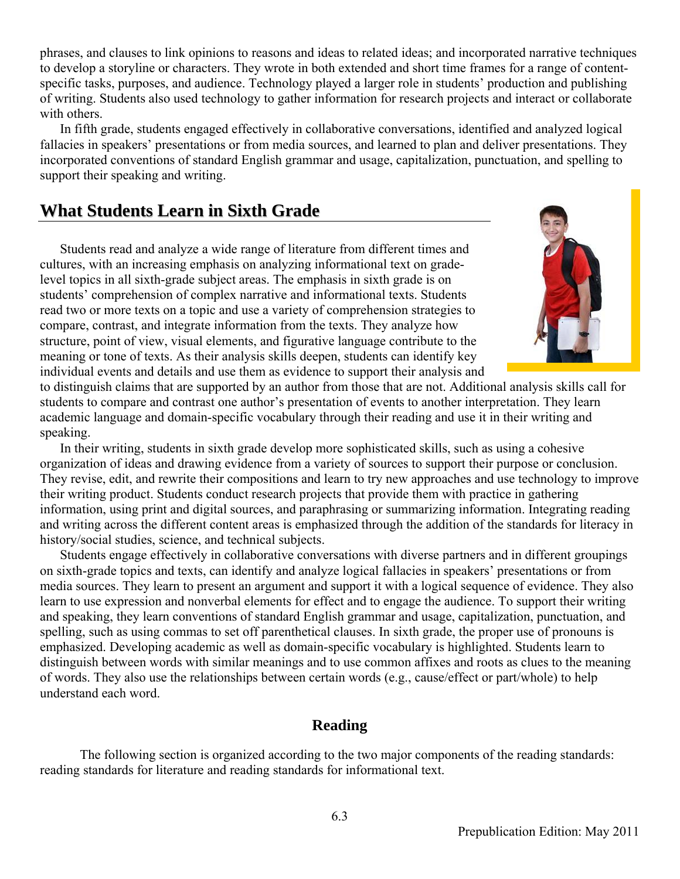phrases, and clauses to link opinions to reasons and ideas to related ideas; and incorporated narrative techniques to develop a storyline or characters. They wrote in both extended and short time frames for a range of content-specific tasks, purposes, and audience. Technology played a larger role in students' production and publishing of writing. Students also used technology to gather information for research projects and interact or collaborate with others.

In fifth grade, students engaged effectively in collaborative conversations, identified and analyzed logical fallacies in speakers' presentations or from media sources, and learned to plan and deliver presentations. They incorporated conventions of standard English grammar and usage, capitalization, punctuation, and spelling to support their speaking and writing.

## What Students Learn in Sixth Grade

Students read and analyze a wide range of literature from different times and cultures, with an increasing emphasis on analyzing informational text on grade-level topics in all sixth-grade subject areas. The emphasis in sixth grade is on students' comprehension of complex narrative and informational texts. Students read two or more texts on a topic and use a variety of comprehension strategies to compare, contrast, and integrate information from the texts. They analyze how structure, point of view, visual elements, and figurative language contribute to the meaning or tone of texts. As their analysis skills deepen, students can identify key individual events and details and use them as evidence to support their analysis and to distinguish claims that are supported by an author from those that are not. Additional analysis skills call for students to compare and contrast one author's presentation of events to another interpretation. They learn academic language and domain-specific vocabulary through their reading and use it in their writing and speaking.

In their writing, students in sixth grade develop more sophisticated skills, such as using a cohesive organization of ideas and drawing evidence from a variety of sources to support their purpose or conclusion. They revise, edit, and rewrite their compositions and learn to try new approaches and use technology to improve their writing product. Students conduct research projects that provide them with practice in gathering information, using print and digital sources, and paraphrasing or summarizing information. Integrating reading and writing across the different content areas is emphasized through the addition of the standards for literacy in history/social studies, science, and technical subjects.

Students engage effectively in collaborative conversations with diverse partners and in different groupings on sixth-grade topics and texts, can identify and analyze logical fallacies in speakers' presentations or from media sources. They learn to present an argument and support it with a logical sequence of evidence. They also learn to use expression and nonverbal elements for effect and to engage the audience. To support their writing and speaking, they learn conventions of standard English grammar and usage, capitalization, punctuation, and spelling, such as using commas to set off parenthetical clauses. In sixth grade, the proper use of pronouns is emphasized. Developing academic as well as domain-specific vocabulary is highlighted. Students learn to distinguish between words with similar meanings and to use common affixes and roots as clues to the meaning of words. They also use the relationships between certain words (e.g., cause/effect or part/whole) to help understand each word.

### Reading

The following section is organized according to the two major components of the reading standards: reading standards for literature and reading standards for informational text.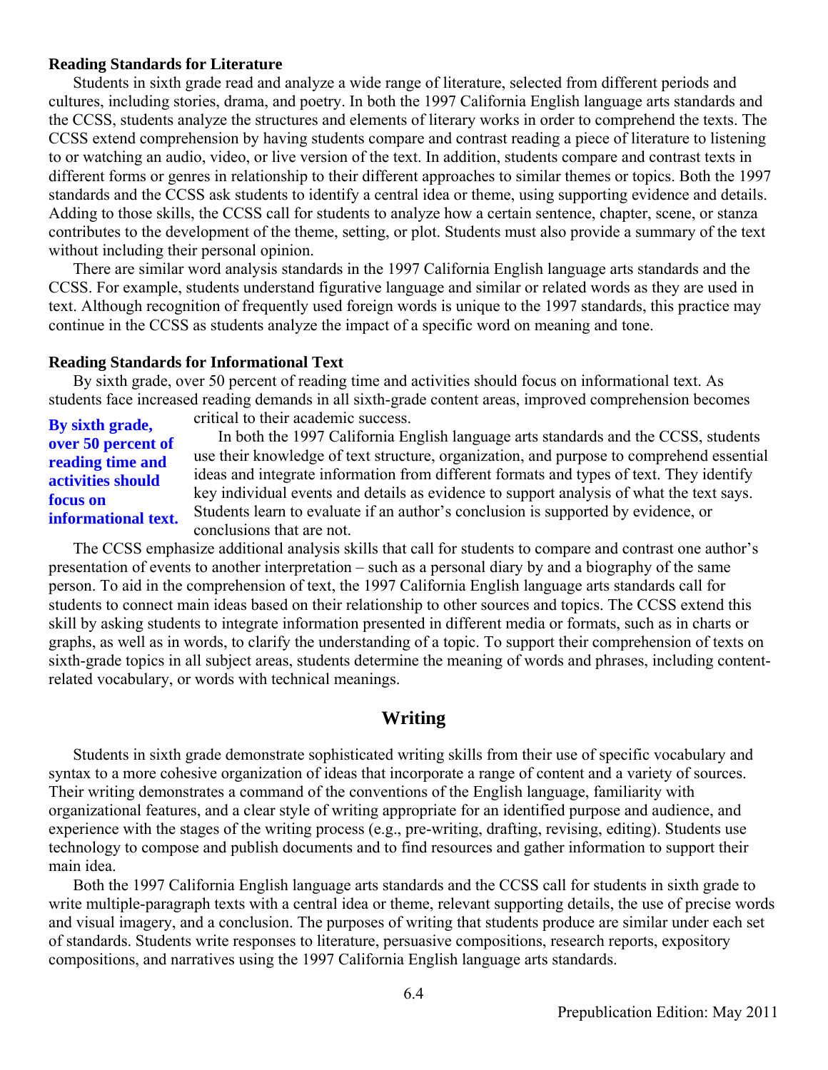**Reading Standards for Literature**

Students in sixth grade read and analyze a wide range of literature, selected from different periods and cultures, including stories, drama, and poetry. In both the 1997 California English language arts standards and the CCSS, students analyze the structures and elements of literary works in order to comprehend the texts. The CCSS extend comprehension by having students compare and contrast reading a piece of literature to listening to or watching an audio, video, or live version of the text. In addition, students compare and contrast texts in different forms or genres in relationship to their different approaches to similar themes or topics. Both the 1997 standards and the CCSS ask students to identify a central idea or theme, using supporting evidence and details. Adding to those skills, the CCSS call for students to analyze how a certain sentence, chapter, scene, or stanza contributes to the development of the theme, setting, or plot. Students must also provide a summary of the text without including their personal opinion.

There are similar word analysis standards in the 1997 California English language arts standards and the CCSS. For example, students understand figurative language and similar or related words as they are used in text. Although recognition of frequently used foreign words is unique to the 1997 standards, this practice may continue in the CCSS as students analyze the impact of a specific word on meaning and tone.

**Reading Standards for Informational Text**

By sixth grade, over 50 percent of reading time and activities should focus on informational text. As students face increased reading demands in all sixth-grade content areas, improved comprehension becomes critical to their academic success.

**By sixth grade, over 50 percent of reading time and activities should focus on informational text.**

In both the 1997 California English language arts standards and the CCSS, students use their knowledge of text structure, organization, and purpose to comprehend essential ideas and integrate information from different formats and types of text. They identify key individual events and details as evidence to support analysis of what the text says. Students learn to evaluate if an author's conclusion is supported by evidence, or conclusions that are not.

The CCSS emphasize additional analysis skills that call for students to compare and contrast one author's presentation of events to another interpretation – such as a personal diary by and a biography of the same person. To aid in the comprehension of text, the 1997 California English language arts standards call for students to connect main ideas based on their relationship to other sources and topics. The CCSS extend this skill by asking students to integrate information presented in different media or formats, such as in charts or graphs, as well as in words, to clarify the understanding of a topic. To support their comprehension of texts on sixth-grade topics in all subject areas, students determine the meaning of words and phrases, including content-related vocabulary, or words with technical meanings.

## Writing

Students in sixth grade demonstrate sophisticated writing skills from their use of specific vocabulary and syntax to a more cohesive organization of ideas that incorporate a range of content and a variety of sources. Their writing demonstrates a command of the conventions of the English language, familiarity with organizational features, and a clear style of writing appropriate for an identified purpose and audience, and experience with the stages of the writing process (e.g., pre-writing, drafting, revising, editing). Students use technology to compose and publish documents and to find resources and gather information to support their main idea.

Both the 1997 California English language arts standards and the CCSS call for students in sixth grade to write multiple-paragraph texts with a central idea or theme, relevant supporting details, the use of precise words and visual imagery, and a conclusion. The purposes of writing that students produce are similar under each set of standards. Students write responses to literature, persuasive compositions, research reports, expository compositions, and narratives using the 1997 California English language arts standards.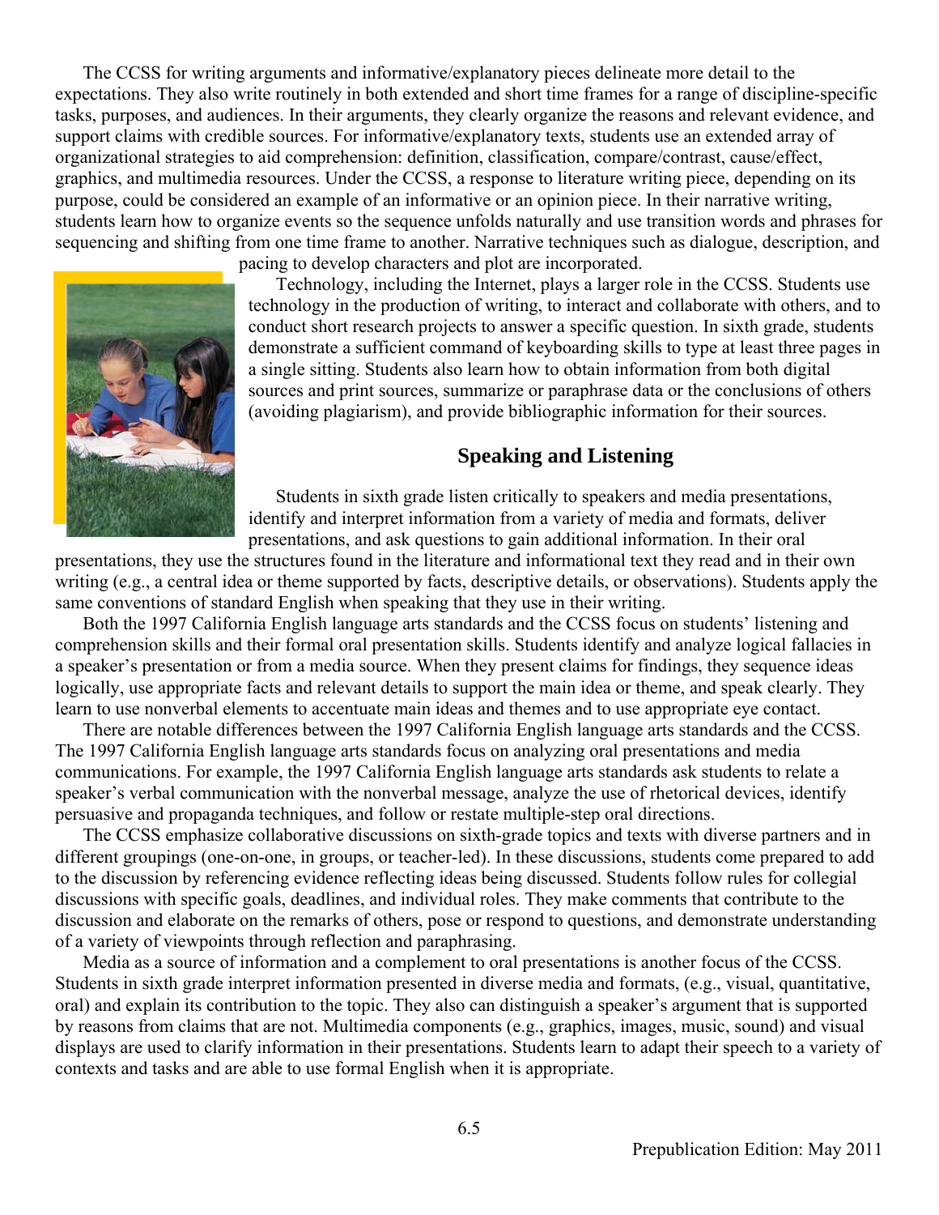The CCSS for writing arguments and informative/explanatory pieces delineate more detail to the expectations. They also write routinely in both extended and short time frames for a range of discipline-specific tasks, purposes, and audiences. In their arguments, they clearly organize the reasons and relevant evidence, and support claims with credible sources. For informative/explanatory texts, students use an extended array of organizational strategies to aid comprehension: definition, classification, compare/contrast, cause/effect, graphics, and multimedia resources. Under the CCSS, a response to literature writing piece, depending on its purpose, could be considered an example of an informative or an opinion piece. In their narrative writing, students learn how to organize events so the sequence unfolds naturally and use transition words and phrases for sequencing and shifting from one time frame to another. Narrative techniques such as dialogue, description, and pacing to develop characters and plot are incorporated.

Technology, including the Internet, plays a larger role in the CCSS. Students use technology in the production of writing, to interact and collaborate with others, and to conduct short research projects to answer a specific question. In sixth grade, students demonstrate a sufficient command of keyboarding skills to type at least three pages in a single sitting. Students also learn how to obtain information from both digital sources and print sources, summarize or paraphrase data or the conclusions of others (avoiding plagiarism), and provide bibliographic information for their sources.

## Speaking and Listening

Students in sixth grade listen critically to speakers and media presentations, identify and interpret information from a variety of media and formats, deliver presentations, and ask questions to gain additional information. In their oral presentations, they use the structures found in the literature and informational text they read and in their own writing (e.g., a central idea or theme supported by facts, descriptive details, or observations). Students apply the same conventions of standard English when speaking that they use in their writing.

Both the 1997 California English language arts standards and the CCSS focus on students' listening and comprehension skills and their formal oral presentation skills. Students identify and analyze logical fallacies in a speaker's presentation or from a media source. When they present claims for findings, they sequence ideas logically, use appropriate facts and relevant details to support the main idea or theme, and speak clearly. They learn to use nonverbal elements to accentuate main ideas and themes and to use appropriate eye contact.

There are notable differences between the 1997 California English language arts standards and the CCSS. The 1997 California English language arts standards focus on analyzing oral presentations and media communications. For example, the 1997 California English language arts standards ask students to relate a speaker's verbal communication with the nonverbal message, analyze the use of rhetorical devices, identify persuasive and propaganda techniques, and follow or restate multiple-step oral directions.

The CCSS emphasize collaborative discussions on sixth-grade topics and texts with diverse partners and in different groupings (one-on-one, in groups, or teacher-led). In these discussions, students come prepared to add to the discussion by referencing evidence reflecting ideas being discussed. Students follow rules for collegial discussions with specific goals, deadlines, and individual roles. They make comments that contribute to the discussion and elaborate on the remarks of others, pose or respond to questions, and demonstrate understanding of a variety of viewpoints through reflection and paraphrasing.

Media as a source of information and a complement to oral presentations is another focus of the CCSS. Students in sixth grade interpret information presented in diverse media and formats, (e.g., visual, quantitative, oral) and explain its contribution to the topic. They also can distinguish a speaker's argument that is supported by reasons from claims that are not. Multimedia components (e.g., graphics, images, music, sound) and visual displays are used to clarify information in their presentations. Students learn to adapt their speech to a variety of contexts and tasks and are able to use formal English when it is appropriate.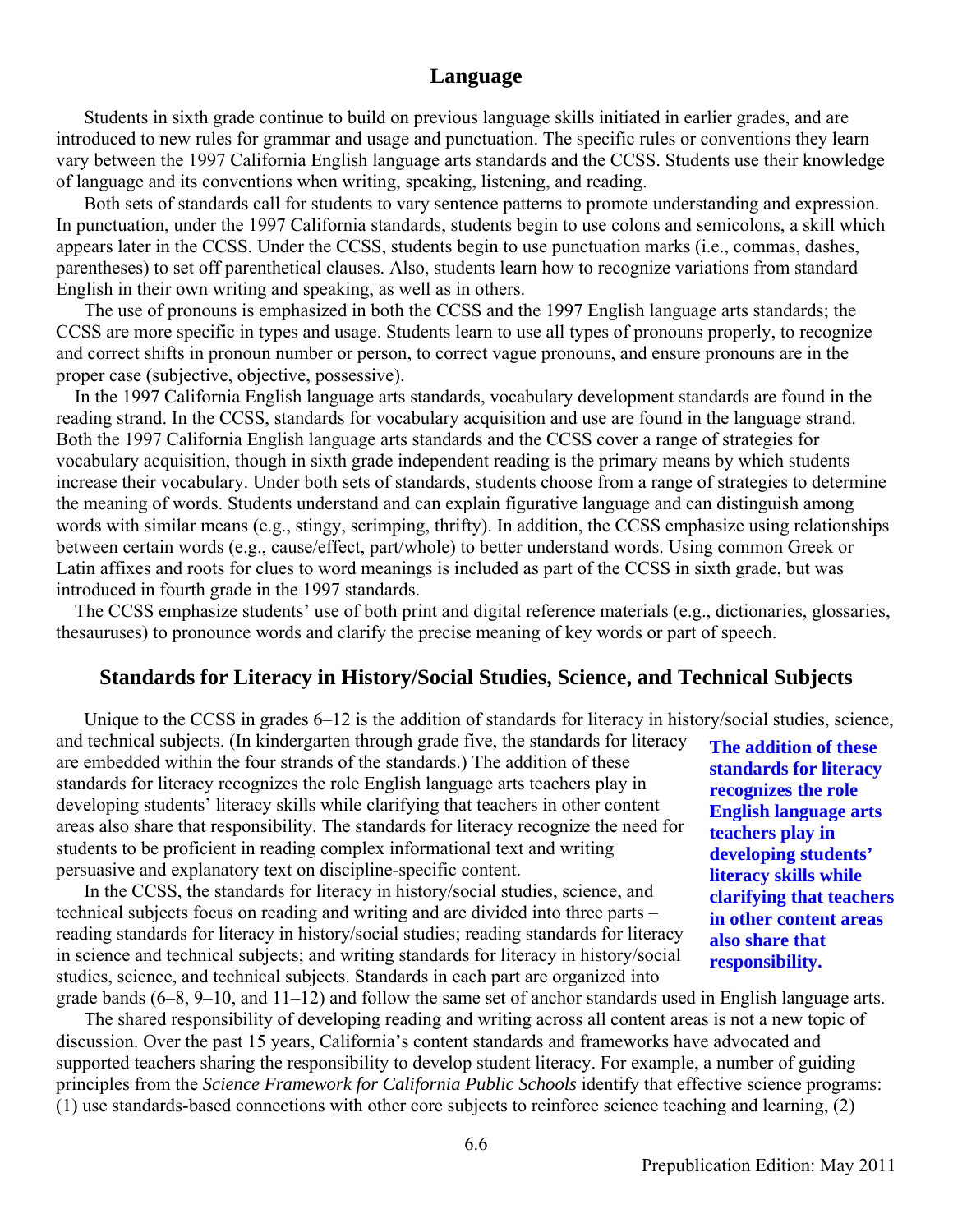## Language

Students in sixth grade continue to build on previous language skills initiated in earlier grades, and are introduced to new rules for grammar and usage and punctuation. The specific rules or conventions they learn vary between the 1997 California English language arts standards and the CCSS. Students use their knowledge of language and its conventions when writing, speaking, listening, and reading.

Both sets of standards call for students to vary sentence patterns to promote understanding and expression. In punctuation, under the 1997 California standards, students begin to use colons and semicolons, a skill which appears later in the CCSS. Under the CCSS, students begin to use punctuation marks (i.e., commas, dashes, parentheses) to set off parenthetical clauses. Also, students learn how to recognize variations from standard English in their own writing and speaking, as well as in others.

The use of pronouns is emphasized in both the CCSS and the 1997 English language arts standards; the CCSS are more specific in types and usage. Students learn to use all types of pronouns properly, to recognize and correct shifts in pronoun number or person, to correct vague pronouns, and ensure pronouns are in the proper case (subjective, objective, possessive).

In the 1997 California English language arts standards, vocabulary development standards are found in the reading strand. In the CCSS, standards for vocabulary acquisition and use are found in the language strand. Both the 1997 California English language arts standards and the CCSS cover a range of strategies for vocabulary acquisition, though in sixth grade independent reading is the primary means by which students increase their vocabulary. Under both sets of standards, students choose from a range of strategies to determine the meaning of words. Students understand and can explain figurative language and can distinguish among words with similar means (e.g., stingy, scrimping, thrifty). In addition, the CCSS emphasize using relationships between certain words (e.g., cause/effect, part/whole) to better understand words. Using common Greek or Latin affixes and roots for clues to word meanings is included as part of the CCSS in sixth grade, but was introduced in fourth grade in the 1997 standards.

The CCSS emphasize students' use of both print and digital reference materials (e.g., dictionaries, glossaries, thesauruses) to pronounce words and clarify the precise meaning of key words or part of speech.

## Standards for Literacy in History/Social Studies, Science, and Technical Subjects

Unique to the CCSS in grades 6–12 is the addition of standards for literacy in history/social studies, science, and technical subjects. (In kindergarten through grade five, the standards for literacy are embedded within the four strands of the standards.) The addition of these standards for literacy recognizes the role English language arts teachers play in developing students' literacy skills while clarifying that teachers in other content areas also share that responsibility. The standards for literacy recognize the need for students to be proficient in reading complex informational text and writing persuasive and explanatory text on discipline-specific content.

**The addition of these standards for literacy recognizes the role English language arts teachers play in developing students' literacy skills while clarifying that teachers in other content areas also share that responsibility.**

In the CCSS, the standards for literacy in history/social studies, science, and technical subjects focus on reading and writing and are divided into three parts – reading standards for literacy in history/social studies; reading standards for literacy in science and technical subjects; and writing standards for literacy in history/social studies, science, and technical subjects. Standards in each part are organized into grade bands (6–8, 9–10, and 11–12) and follow the same set of anchor standards used in English language arts.

The shared responsibility of developing reading and writing across all content areas is not a new topic of discussion. Over the past 15 years, California's content standards and frameworks have advocated and supported teachers sharing the responsibility to develop student literacy. For example, a number of guiding principles from the *Science Framework for California Public Schools* identify that effective science programs: (1) use standards-based connections with other core subjects to reinforce science teaching and learning, (2)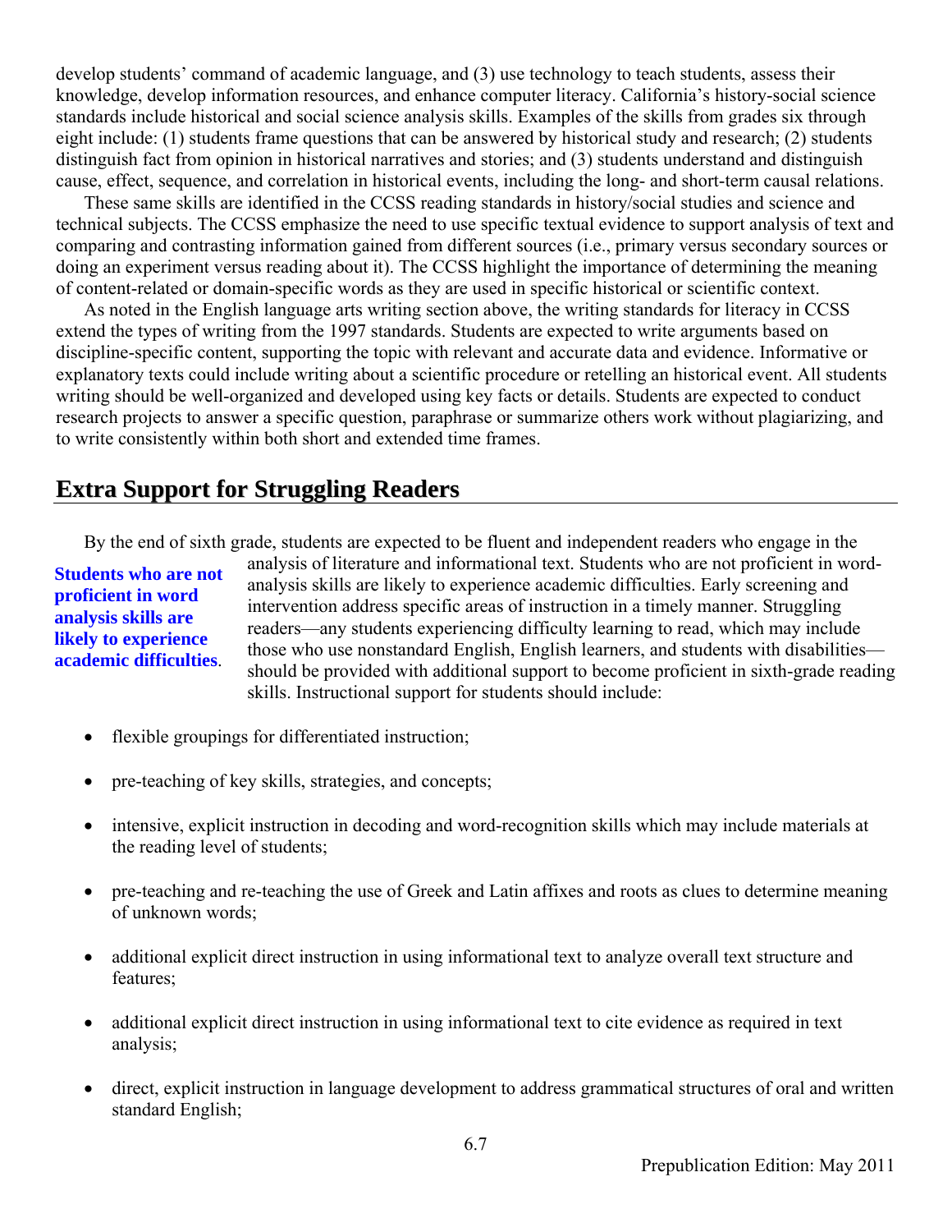develop students' command of academic language, and (3) use technology to teach students, assess their knowledge, develop information resources, and enhance computer literacy. California's history-social science standards include historical and social science analysis skills. Examples of the skills from grades six through eight include: (1) students frame questions that can be answered by historical study and research; (2) students distinguish fact from opinion in historical narratives and stories; and (3) students understand and distinguish cause, effect, sequence, and correlation in historical events, including the long- and short-term causal relations.

These same skills are identified in the CCSS reading standards in history/social studies and science and technical subjects. The CCSS emphasize the need to use specific textual evidence to support analysis of text and comparing and contrasting information gained from different sources (i.e., primary versus secondary sources or doing an experiment versus reading about it). The CCSS highlight the importance of determining the meaning of content-related or domain-specific words as they are used in specific historical or scientific context.

As noted in the English language arts writing section above, the writing standards for literacy in CCSS extend the types of writing from the 1997 standards. Students are expected to write arguments based on discipline-specific content, supporting the topic with relevant and accurate data and evidence. Informative or explanatory texts could include writing about a scientific procedure or retelling an historical event. All students writing should be well-organized and developed using key facts or details. Students are expected to conduct research projects to answer a specific question, paraphrase or summarize others work without plagiarizing, and to write consistently within both short and extended time frames.

## Extra Support for Struggling Readers

**Students who are not proficient in word analysis skills are likely to experience academic difficulties.**

By the end of sixth grade, students are expected to be fluent and independent readers who engage in the analysis of literature and informational text. Students who are not proficient in word-analysis skills are likely to experience academic difficulties. Early screening and intervention address specific areas of instruction in a timely manner. Struggling readers—any students experiencing difficulty learning to read, which may include those who use nonstandard English, English learners, and students with disabilities—should be provided with additional support to become proficient in sixth-grade reading skills. Instructional support for students should include:

- flexible groupings for differentiated instruction;
- pre-teaching of key skills, strategies, and concepts;
- intensive, explicit instruction in decoding and word-recognition skills which may include materials at the reading level of students;
- pre-teaching and re-teaching the use of Greek and Latin affixes and roots as clues to determine meaning of unknown words;
- additional explicit direct instruction in using informational text to analyze overall text structure and features;
- additional explicit direct instruction in using informational text to cite evidence as required in text analysis;
- direct, explicit instruction in language development to address grammatical structures of oral and written standard English;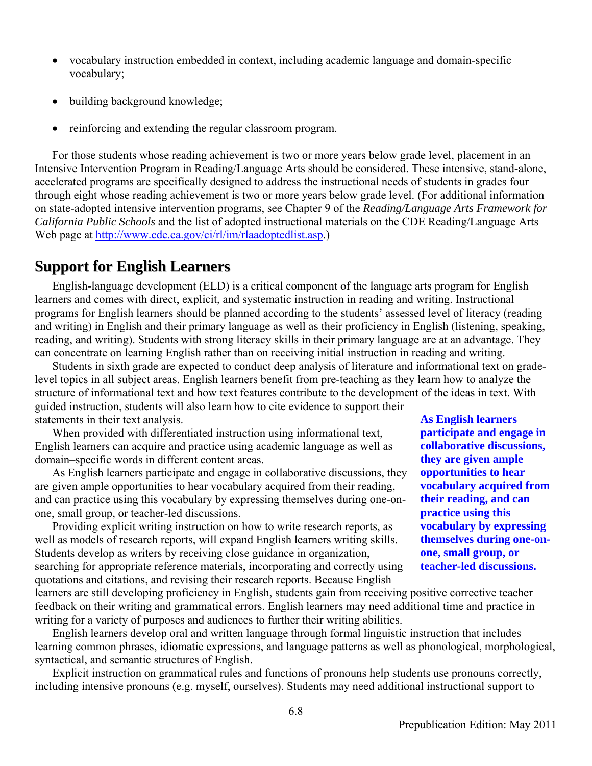- vocabulary instruction embedded in context, including academic language and domain-specific vocabulary;
- building background knowledge;
- reinforcing and extending the regular classroom program.

For those students whose reading achievement is two or more years below grade level, placement in an Intensive Intervention Program in Reading/Language Arts should be considered. These intensive, stand-alone, accelerated programs are specifically designed to address the instructional needs of students in grades four through eight whose reading achievement is two or more years below grade level. (For additional information on state-adopted intensive intervention programs, see Chapter 9 of the *Reading/Language Arts Framework for California Public Schools* and the list of adopted instructional materials on the CDE Reading/Language Arts Web page at http://www.cde.ca.gov/ci/rl/im/rlaadoptedlist.asp.)

## Support for English Learners

English-language development (ELD) is a critical component of the language arts program for English learners and comes with direct, explicit, and systematic instruction in reading and writing. Instructional programs for English learners should be planned according to the students' assessed level of literacy (reading and writing) in English and their primary language as well as their proficiency in English (listening, speaking, reading, and writing). Students with strong literacy skills in their primary language are at an advantage. They can concentrate on learning English rather than on receiving initial instruction in reading and writing.

Students in sixth grade are expected to conduct deep analysis of literature and informational text on grade-level topics in all subject areas. English learners benefit from pre-teaching as they learn how to analyze the structure of informational text and how text features contribute to the development of the ideas in text. With guided instruction, students will also learn how to cite evidence to support their statements in their text analysis.

When provided with differentiated instruction using informational text, English learners can acquire and practice using academic language as well as domain–specific words in different content areas.

As English learners participate and engage in collaborative discussions, they are given ample opportunities to hear vocabulary acquired from their reading, and can practice using this vocabulary by expressing themselves during one-on-one, small group, or teacher-led discussions.

**As English learners participate and engage in collaborative discussions, they are given ample opportunities to hear vocabulary acquired from their reading, and can practice using this vocabulary by expressing themselves during one-on-one, small group, or teacher-led discussions.**

Providing explicit writing instruction on how to write research reports, as well as models of research reports, will expand English learners writing skills. Students develop as writers by receiving close guidance in organization, searching for appropriate reference materials, incorporating and correctly using quotations and citations, and revising their research reports. Because English learners are still developing proficiency in English, students gain from receiving positive corrective teacher feedback on their writing and grammatical errors. English learners may need additional time and practice in writing for a variety of purposes and audiences to further their writing abilities.

English learners develop oral and written language through formal linguistic instruction that includes learning common phrases, idiomatic expressions, and language patterns as well as phonological, morphological, syntactical, and semantic structures of English.

Explicit instruction on grammatical rules and functions of pronouns help students use pronouns correctly, including intensive pronouns (e.g. myself, ourselves). Students may need additional instructional support to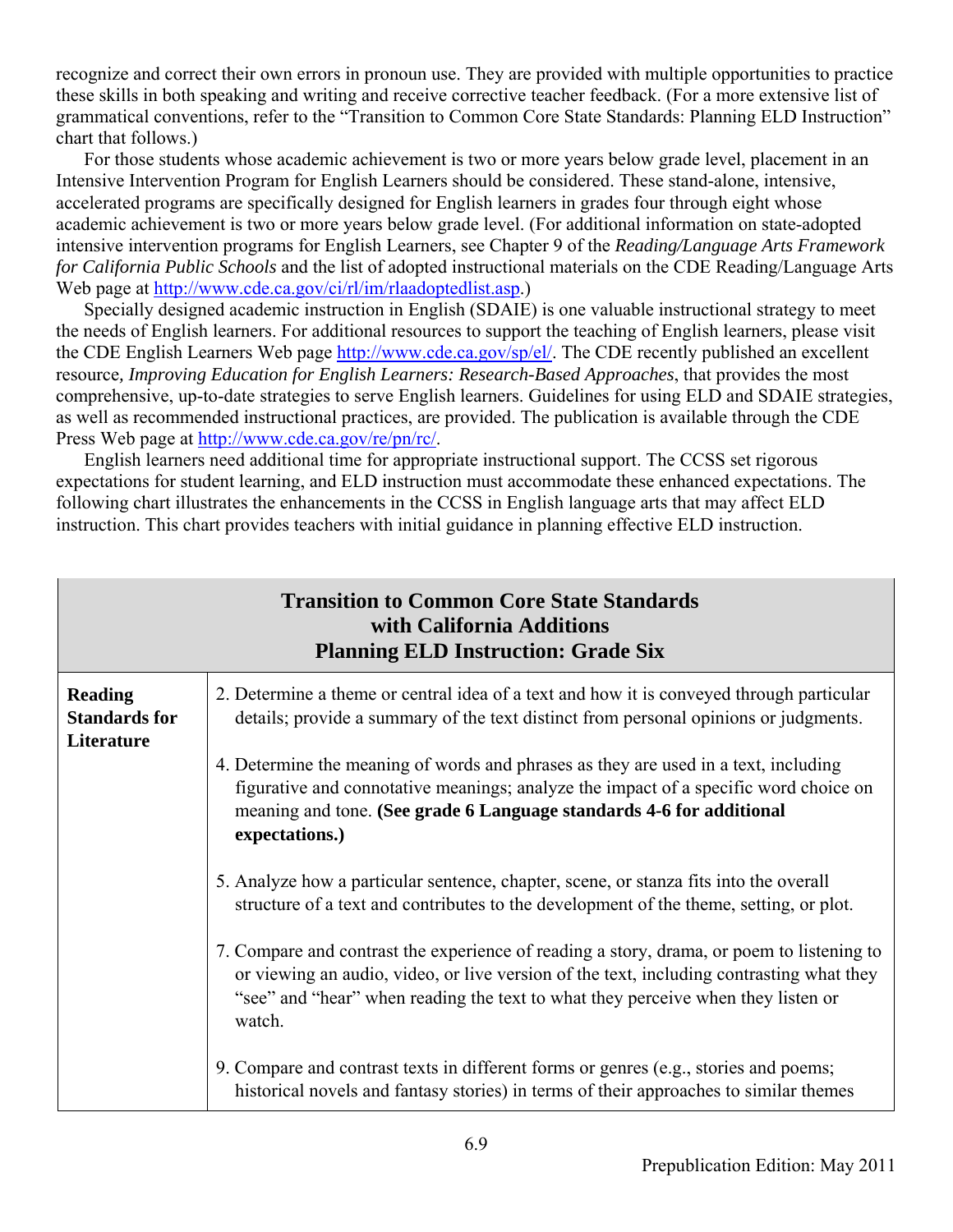recognize and correct their own errors in pronoun use. They are provided with multiple opportunities to practice these skills in both speaking and writing and receive corrective teacher feedback. (For a more extensive list of grammatical conventions, refer to the "Transition to Common Core State Standards: Planning ELD Instruction" chart that follows.)

For those students whose academic achievement is two or more years below grade level, placement in an Intensive Intervention Program for English Learners should be considered. These stand-alone, intensive, accelerated programs are specifically designed for English learners in grades four through eight whose academic achievement is two or more years below grade level. (For additional information on state-adopted intensive intervention programs for English Learners, see Chapter 9 of the *Reading/Language Arts Framework for California Public Schools* and the list of adopted instructional materials on the CDE Reading/Language Arts Web page at http://www.cde.ca.gov/ci/rl/im/rlaadoptedlist.asp.)

Specially designed academic instruction in English (SDAIE) is one valuable instructional strategy to meet the needs of English learners. For additional resources to support the teaching of English learners, please visit the CDE English Learners Web page http://www.cde.ca.gov/sp/el/. The CDE recently published an excellent resource, *Improving Education for English Learners: Research-Based Approaches*, that provides the most comprehensive, up-to-date strategies to serve English learners. Guidelines for using ELD and SDAIE strategies, as well as recommended instructional practices, are provided. The publication is available through the CDE Press Web page at http://www.cde.ca.gov/re/pn/rc/.

English learners need additional time for appropriate instructional support. The CCSS set rigorous expectations for student learning, and ELD instruction must accommodate these enhanced expectations. The following chart illustrates the enhancements in the CCSS in English language arts that may affect ELD instruction. This chart provides teachers with initial guidance in planning effective ELD instruction.

| **Transition to Common Core State Standards with California Additions Planning ELD Instruction: Grade Six** | |
|---|---|
| **Reading Standards for Literature** | 2. Determine a theme or central idea of a text and how it is conveyed through particular details; provide a summary of the text distinct from personal opinions or judgments. |
| | 4. Determine the meaning of words and phrases as they are used in a text, including figurative and connotative meanings; analyze the impact of a specific word choice on meaning and tone. **(See grade 6 Language standards 4-6 for additional expectations.)** |
| | 5. Analyze how a particular sentence, chapter, scene, or stanza fits into the overall structure of a text and contributes to the development of the theme, setting, or plot. |
| | 7. Compare and contrast the experience of reading a story, drama, or poem to listening to or viewing an audio, video, or live version of the text, including contrasting what they "see" and "hear" when reading the text to what they perceive when they listen or watch. |
| | 9. Compare and contrast texts in different forms or genres (e.g., stories and poems; historical novels and fantasy stories) in terms of their approaches to similar themes |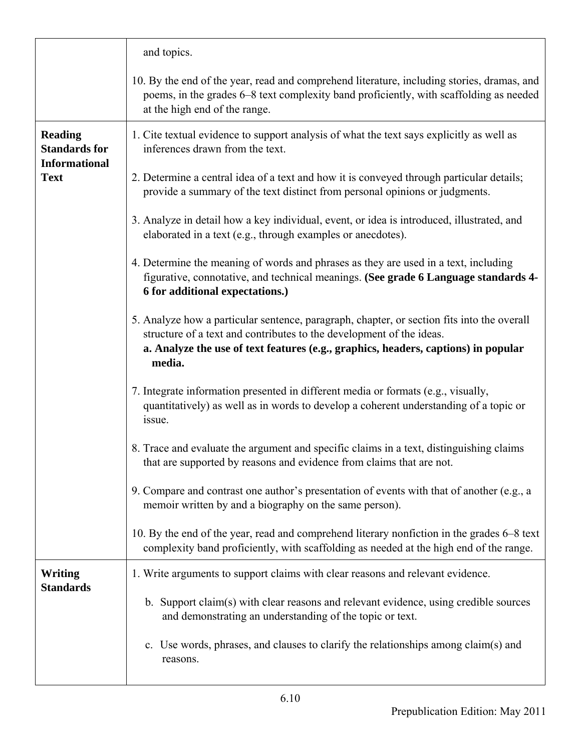| | |
|---|---|
| | and topics.<br><br>10. By the end of the year, read and comprehend literature, including stories, dramas, and poems, in the grades 6–8 text complexity band proficiently, with scaffolding as needed at the high end of the range. |
| **Reading Standards for Informational Text** | 1. Cite textual evidence to support analysis of what the text says explicitly as well as inferences drawn from the text.<br><br>2. Determine a central idea of a text and how it is conveyed through particular details; provide a summary of the text distinct from personal opinions or judgments.<br><br>3. Analyze in detail how a key individual, event, or idea is introduced, illustrated, and elaborated in a text (e.g., through examples or anecdotes).<br><br>4. Determine the meaning of words and phrases as they are used in a text, including figurative, connotative, and technical meanings. **(See grade 6 Language standards 4-6 for additional expectations.)**<br><br>5. Analyze how a particular sentence, paragraph, chapter, or section fits into the overall structure of a text and contributes to the development of the ideas.<br>**a. Analyze the use of text features (e.g., graphics, headers, captions) in popular media.**<br><br>7. Integrate information presented in different media or formats (e.g., visually, quantitatively) as well as in words to develop a coherent understanding of a topic or issue.<br><br>8. Trace and evaluate the argument and specific claims in a text, distinguishing claims that are supported by reasons and evidence from claims that are not.<br><br>9. Compare and contrast one author's presentation of events with that of another (e.g., a memoir written by and a biography on the same person).<br><br>10. By the end of the year, read and comprehend literary nonfiction in the grades 6–8 text complexity band proficiently, with scaffolding as needed at the high end of the range. |
| **Writing Standards** | 1. Write arguments to support claims with clear reasons and relevant evidence.<br><br>b. Support claim(s) with clear reasons and relevant evidence, using credible sources and demonstrating an understanding of the topic or text.<br><br>c. Use words, phrases, and clauses to clarify the relationships among claim(s) and reasons. |

Prepublication Edition: May 2011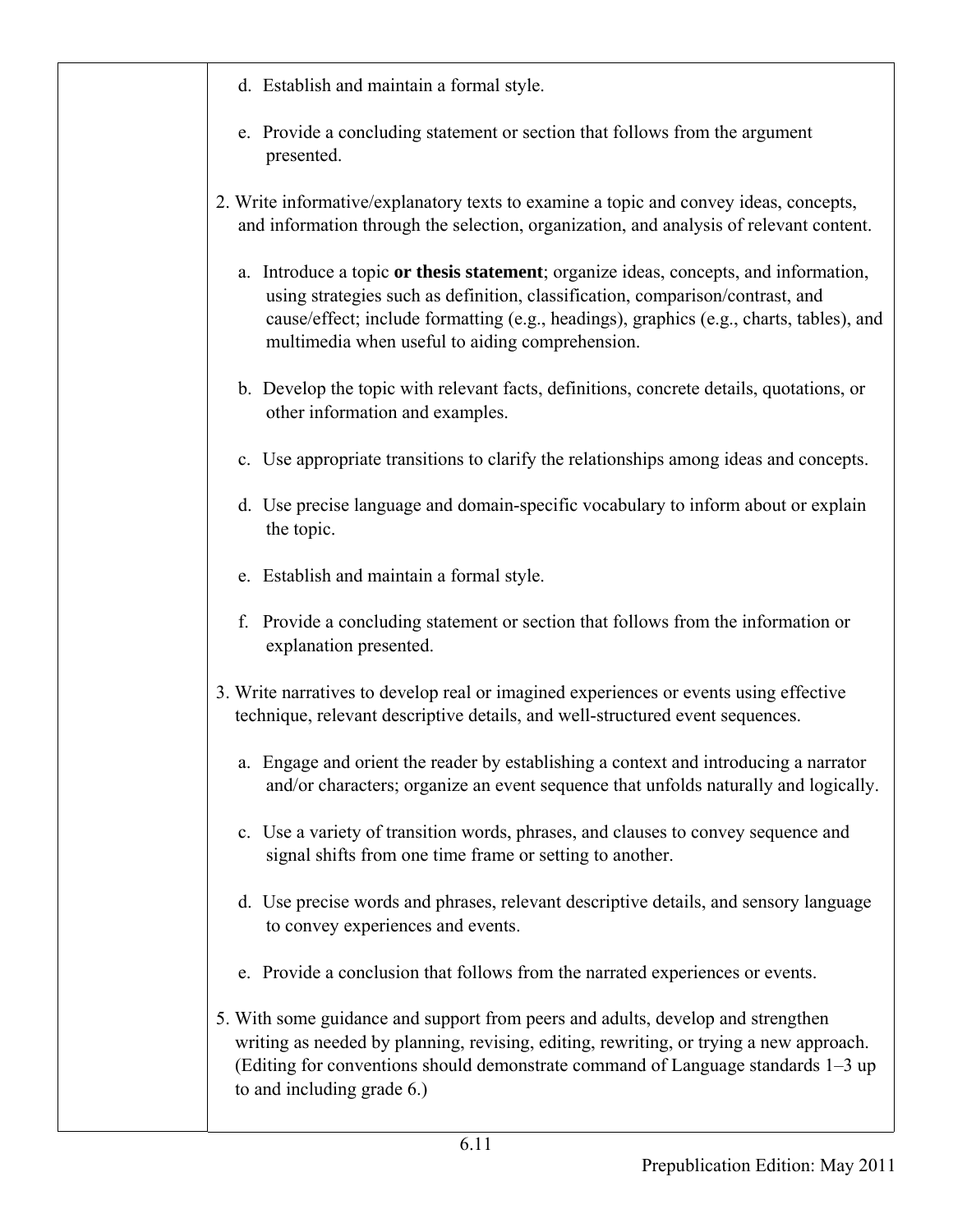| | |
|---|---|
| | d. Establish and maintain a formal style.<br><br>e. Provide a concluding statement or section that follows from the argument presented.<br><br>2. Write informative/explanatory texts to examine a topic and convey ideas, concepts, and information through the selection, organization, and analysis of relevant content.<br><br>a. Introduce a topic **or thesis statement**; organize ideas, concepts, and information, using strategies such as definition, classification, comparison/contrast, and cause/effect; include formatting (e.g., headings), graphics (e.g., charts, tables), and multimedia when useful to aiding comprehension.<br><br>b. Develop the topic with relevant facts, definitions, concrete details, quotations, or other information and examples.<br><br>c. Use appropriate transitions to clarify the relationships among ideas and concepts.<br><br>d. Use precise language and domain-specific vocabulary to inform about or explain the topic.<br><br>e. Establish and maintain a formal style.<br><br>f. Provide a concluding statement or section that follows from the information or explanation presented.<br><br>3. Write narratives to develop real or imagined experiences or events using effective technique, relevant descriptive details, and well-structured event sequences.<br><br>a. Engage and orient the reader by establishing a context and introducing a narrator and/or characters; organize an event sequence that unfolds naturally and logically.<br><br>c. Use a variety of transition words, phrases, and clauses to convey sequence and signal shifts from one time frame or setting to another.<br><br>d. Use precise words and phrases, relevant descriptive details, and sensory language to convey experiences and events.<br><br>e. Provide a conclusion that follows from the narrated experiences or events.<br><br>5. With some guidance and support from peers and adults, develop and strengthen writing as needed by planning, revising, editing, rewriting, or trying a new approach. (Editing for conventions should demonstrate command of Language standards 1–3 up to and including grade 6.) |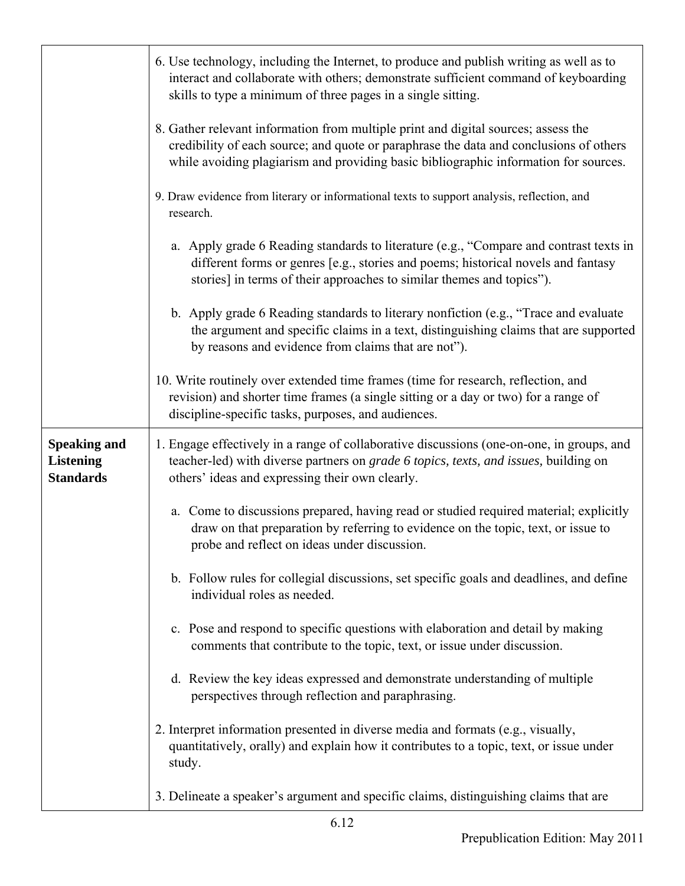| | |
|---|---|
| | 6. Use technology, including the Internet, to produce and publish writing as well as to interact and collaborate with others; demonstrate sufficient command of keyboarding skills to type a minimum of three pages in a single sitting.<br><br>8. Gather relevant information from multiple print and digital sources; assess the credibility of each source; and quote or paraphrase the data and conclusions of others while avoiding plagiarism and providing basic bibliographic information for sources.<br><br>9. Draw evidence from literary or informational texts to support analysis, reflection, and research.<br><br>a. Apply grade 6 Reading standards to literature (e.g., "Compare and contrast texts in different forms or genres [e.g., stories and poems; historical novels and fantasy stories] in terms of their approaches to similar themes and topics").<br><br>b. Apply grade 6 Reading standards to literary nonfiction (e.g., "Trace and evaluate the argument and specific claims in a text, distinguishing claims that are supported by reasons and evidence from claims that are not").<br><br>10. Write routinely over extended time frames (time for research, reflection, and revision) and shorter time frames (a single sitting or a day or two) for a range of discipline-specific tasks, purposes, and audiences. |
| **Speaking and Listening Standards** | 1. Engage effectively in a range of collaborative discussions (one-on-one, in groups, and teacher-led) with diverse partners on *grade 6 topics, texts, and issues,* building on others' ideas and expressing their own clearly.<br><br>a. Come to discussions prepared, having read or studied required material; explicitly draw on that preparation by referring to evidence on the topic, text, or issue to probe and reflect on ideas under discussion.<br><br>b. Follow rules for collegial discussions, set specific goals and deadlines, and define individual roles as needed.<br><br>c. Pose and respond to specific questions with elaboration and detail by making comments that contribute to the topic, text, or issue under discussion.<br><br>d. Review the key ideas expressed and demonstrate understanding of multiple perspectives through reflection and paraphrasing.<br><br>2. Interpret information presented in diverse media and formats (e.g., visually, quantitatively, orally) and explain how it contributes to a topic, text, or issue under study.<br><br>3. Delineate a speaker's argument and specific claims, distinguishing claims that are |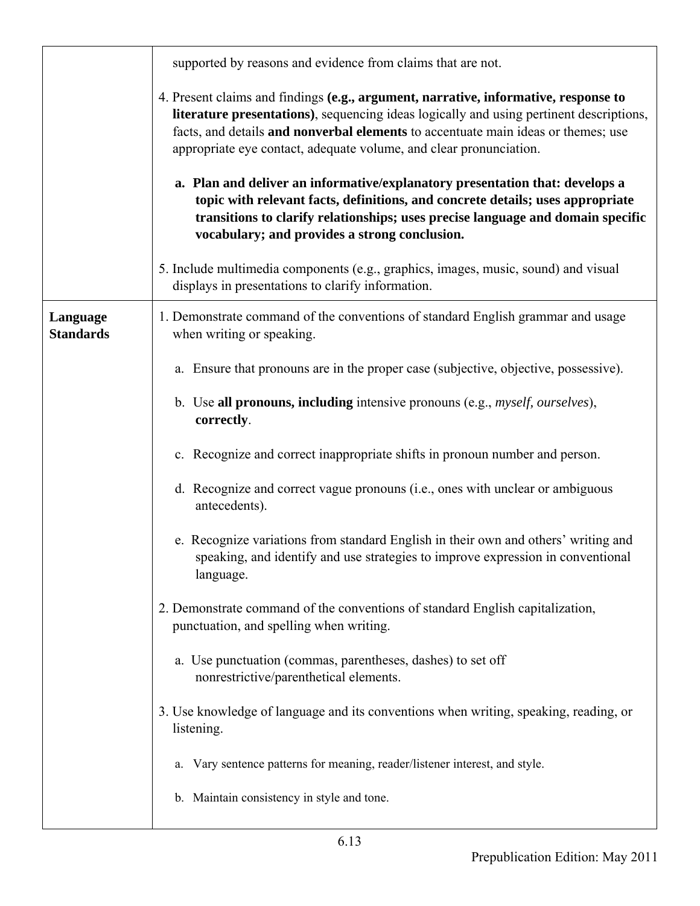| | |
|---|---|
| | supported by reasons and evidence from claims that are not.<br><br>4. Present claims and findings **(e.g., argument, narrative, informative, response to literature presentations)**, sequencing ideas logically and using pertinent descriptions, facts, and details **and nonverbal elements** to accentuate main ideas or themes; use appropriate eye contact, adequate volume, and clear pronunciation.<br><br>**a. Plan and deliver an informative/explanatory presentation that: develops a topic with relevant facts, definitions, and concrete details; uses appropriate transitions to clarify relationships; uses precise language and domain specific vocabulary; and provides a strong conclusion.**<br><br>5. Include multimedia components (e.g., graphics, images, music, sound) and visual displays in presentations to clarify information. |
| **Language Standards** | 1. Demonstrate command of the conventions of standard English grammar and usage when writing or speaking.<br><br>a. Ensure that pronouns are in the proper case (subjective, objective, possessive).<br><br>b. Use **all pronouns, including** intensive pronouns (e.g., *myself, ourselves*), **correctly**.<br><br>c. Recognize and correct inappropriate shifts in pronoun number and person.<br><br>d. Recognize and correct vague pronouns (i.e., ones with unclear or ambiguous antecedents).<br><br>e. Recognize variations from standard English in their own and others' writing and speaking, and identify and use strategies to improve expression in conventional language.<br><br>2. Demonstrate command of the conventions of standard English capitalization, punctuation, and spelling when writing.<br><br>a. Use punctuation (commas, parentheses, dashes) to set off nonrestrictive/parenthetical elements.<br><br>3. Use knowledge of language and its conventions when writing, speaking, reading, or listening.<br><br>a. Vary sentence patterns for meaning, reader/listener interest, and style.<br><br>b. Maintain consistency in style and tone. |

6.13

Prepublication Edition: May 2011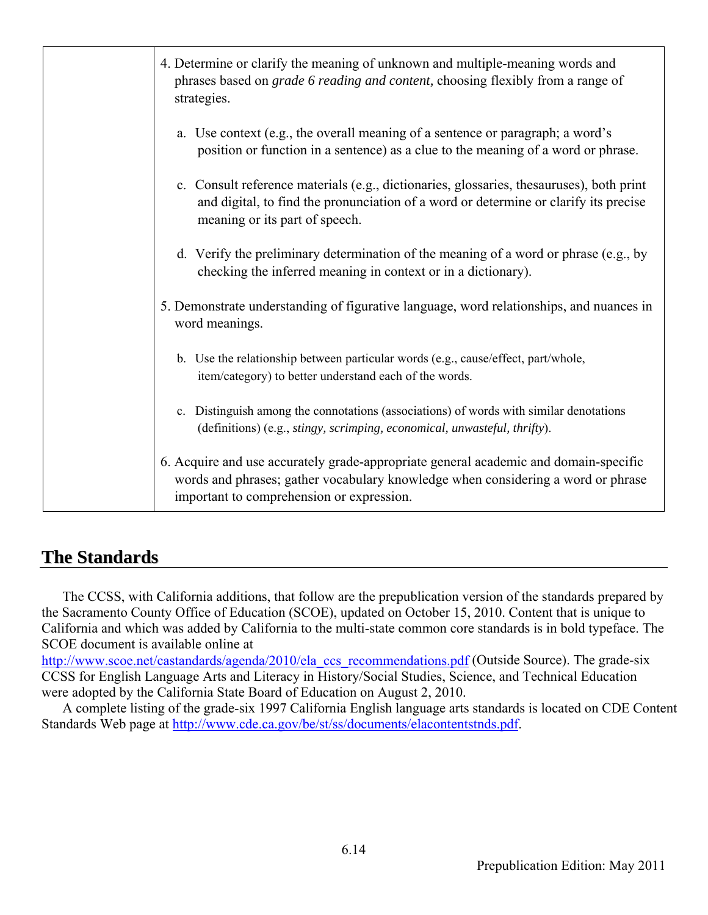| | |
|---|---|
| | 4. Determine or clarify the meaning of unknown and multiple-meaning words and phrases based on *grade 6 reading and content,* choosing flexibly from a range of strategies.<br><br>a. Use context (e.g., the overall meaning of a sentence or paragraph; a word's position or function in a sentence) as a clue to the meaning of a word or phrase.<br><br>c. Consult reference materials (e.g., dictionaries, glossaries, thesauruses), both print and digital, to find the pronunciation of a word or determine or clarify its precise meaning or its part of speech.<br><br>d. Verify the preliminary determination of the meaning of a word or phrase (e.g., by checking the inferred meaning in context or in a dictionary).<br><br>5. Demonstrate understanding of figurative language, word relationships, and nuances in word meanings.<br><br>b. Use the relationship between particular words (e.g., cause/effect, part/whole, item/category) to better understand each of the words.<br><br>c. Distinguish among the connotations (associations) of words with similar denotations (definitions) (e.g., *stingy, scrimping, economical, unwasteful, thrifty*).<br><br>6. Acquire and use accurately grade-appropriate general academic and domain-specific words and phrases; gather vocabulary knowledge when considering a word or phrase important to comprehension or expression. |

## The Standards

The CCSS, with California additions, that follow are the prepublication version of the standards prepared by the Sacramento County Office of Education (SCOE), updated on October 15, 2010. Content that is unique to California and which was added by California to the multi-state common core standards is in bold typeface. The SCOE document is available online at http://www.scoe.net/castandards/agenda/2010/ela_ccs_recommendations.pdf (Outside Source). The grade-six CCSS for English Language Arts and Literacy in History/Social Studies, Science, and Technical Education were adopted by the California State Board of Education on August 2, 2010.

A complete listing of the grade-six 1997 California English language arts standards is located on CDE Content Standards Web page at http://www.cde.ca.gov/be/st/ss/documents/elacontentstnds.pdf.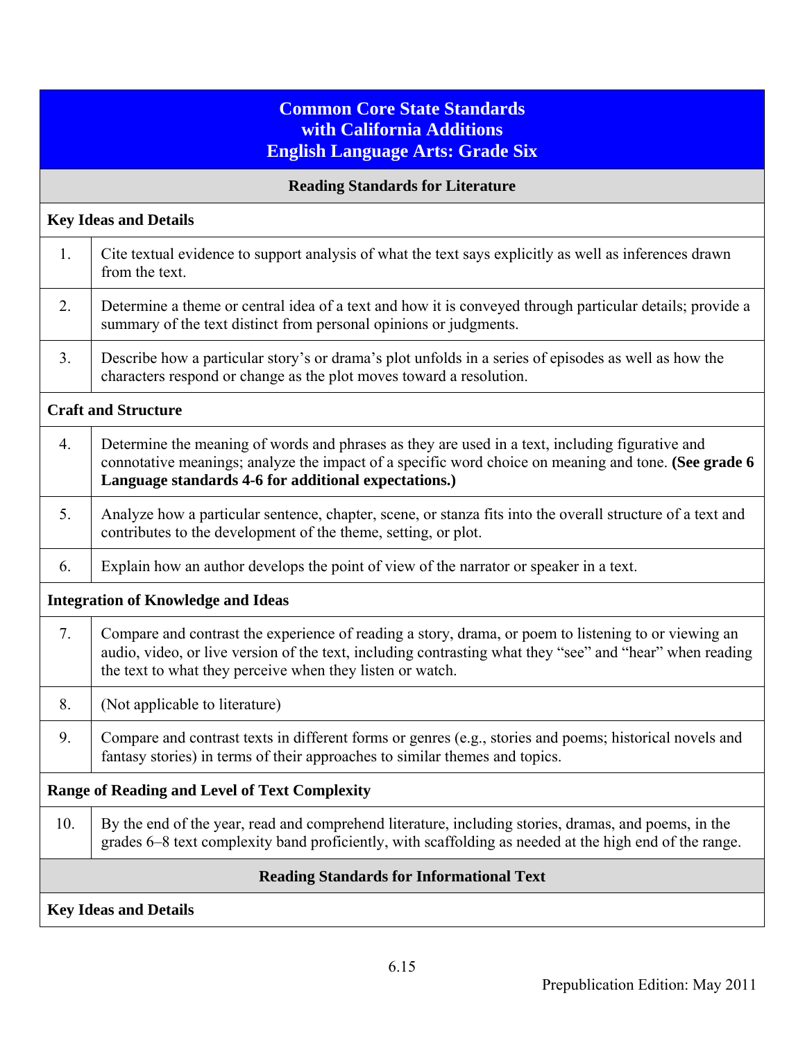# Common Core State Standards with California Additions English Language Arts: Grade Six

## Reading Standards for Literature

| | |
|---|---|
| **Key Ideas and Details** | |
| 1. | Cite textual evidence to support analysis of what the text says explicitly as well as inferences drawn from the text. |
| 2. | Determine a theme or central idea of a text and how it is conveyed through particular details; provide a summary of the text distinct from personal opinions or judgments. |
| 3. | Describe how a particular story's or drama's plot unfolds in a series of episodes as well as how the characters respond or change as the plot moves toward a resolution. |
| **Craft and Structure** | |
| 4. | Determine the meaning of words and phrases as they are used in a text, including figurative and connotative meanings; analyze the impact of a specific word choice on meaning and tone. **(See grade 6 Language standards 4-6 for additional expectations.)** |
| 5. | Analyze how a particular sentence, chapter, scene, or stanza fits into the overall structure of a text and contributes to the development of the theme, setting, or plot. |
| 6. | Explain how an author develops the point of view of the narrator or speaker in a text. |
| **Integration of Knowledge and Ideas** | |
| 7. | Compare and contrast the experience of reading a story, drama, or poem to listening to or viewing an audio, video, or live version of the text, including contrasting what they "see" and "hear" when reading the text to what they perceive when they listen or watch. |
| 8. | (Not applicable to literature) |
| 9. | Compare and contrast texts in different forms or genres (e.g., stories and poems; historical novels and fantasy stories) in terms of their approaches to similar themes and topics. |
| **Range of Reading and Level of Text Complexity** | |
| 10. | By the end of the year, read and comprehend literature, including stories, dramas, and poems, in the grades 6–8 text complexity band proficiently, with scaffolding as needed at the high end of the range. |

## Reading Standards for Informational Text

**Key Ideas and Details**

Prepublication Edition: May 2011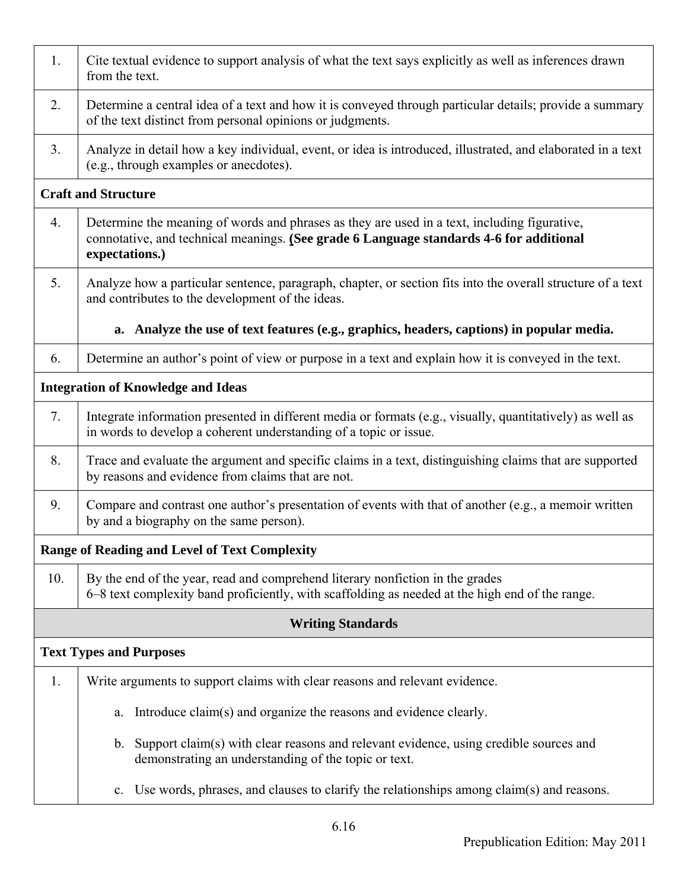| | |
|---|---|
| 1. | Cite textual evidence to support analysis of what the text says explicitly as well as inferences drawn from the text. |
| 2. | Determine a central idea of a text and how it is conveyed through particular details; provide a summary of the text distinct from personal opinions or judgments. |
| 3. | Analyze in detail how a key individual, event, or idea is introduced, illustrated, and elaborated in a text (e.g., through examples or anecdotes). |
| **Craft and Structure** | |
| 4. | Determine the meaning of words and phrases as they are used in a text, including figurative, connotative, and technical meanings. **(See grade 6 Language standards 4-6 for additional expectations.)** |
| 5. | Analyze how a particular sentence, paragraph, chapter, or section fits into the overall structure of a text and contributes to the development of the ideas.<br><br>**a. Analyze the use of text features (e.g., graphics, headers, captions) in popular media.** |
| 6. | Determine an author's point of view or purpose in a text and explain how it is conveyed in the text. |
| **Integration of Knowledge and Ideas** | |
| 7. | Integrate information presented in different media or formats (e.g., visually, quantitatively) as well as in words to develop a coherent understanding of a topic or issue. |
| 8. | Trace and evaluate the argument and specific claims in a text, distinguishing claims that are supported by reasons and evidence from claims that are not. |
| 9. | Compare and contrast one author's presentation of events with that of another (e.g., a memoir written by and a biography on the same person). |
| **Range of Reading and Level of Text Complexity** | |
| 10. | By the end of the year, read and comprehend literary nonfiction in the grades 6–8 text complexity band proficiently, with scaffolding as needed at the high end of the range. |
| **Writing Standards** | |
| **Text Types and Purposes** | |
| 1. | Write arguments to support claims with clear reasons and relevant evidence.<br><br>a. Introduce claim(s) and organize the reasons and evidence clearly.<br><br>b. Support claim(s) with clear reasons and relevant evidence, using credible sources and demonstrating an understanding of the topic or text.<br><br>c. Use words, phrases, and clauses to clarify the relationships among claim(s) and reasons. |

Prepublication Edition: May 2011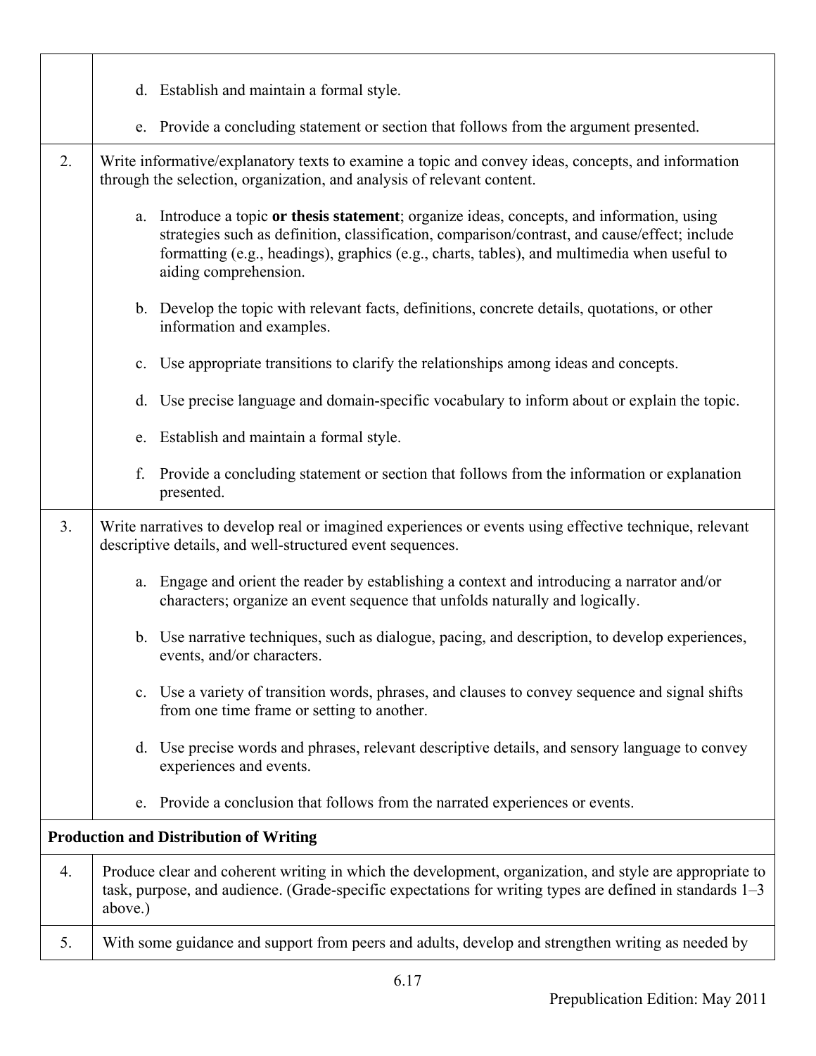| | |
|---|---|
| | d. Establish and maintain a formal style.<br><br>e. Provide a concluding statement or section that follows from the argument presented. |
| 2. | Write informative/explanatory texts to examine a topic and convey ideas, concepts, and information through the selection, organization, and analysis of relevant content.<br><br>a. Introduce a topic **or thesis statement**; organize ideas, concepts, and information, using strategies such as definition, classification, comparison/contrast, and cause/effect; include formatting (e.g., headings), graphics (e.g., charts, tables), and multimedia when useful to aiding comprehension.<br><br>b. Develop the topic with relevant facts, definitions, concrete details, quotations, or other information and examples.<br><br>c. Use appropriate transitions to clarify the relationships among ideas and concepts.<br><br>d. Use precise language and domain-specific vocabulary to inform about or explain the topic.<br><br>e. Establish and maintain a formal style.<br><br>f. Provide a concluding statement or section that follows from the information or explanation presented. |
| 3. | Write narratives to develop real or imagined experiences or events using effective technique, relevant descriptive details, and well-structured event sequences.<br><br>a. Engage and orient the reader by establishing a context and introducing a narrator and/or characters; organize an event sequence that unfolds naturally and logically.<br><br>b. Use narrative techniques, such as dialogue, pacing, and description, to develop experiences, events, and/or characters.<br><br>c. Use a variety of transition words, phrases, and clauses to convey sequence and signal shifts from one time frame or setting to another.<br><br>d. Use precise words and phrases, relevant descriptive details, and sensory language to convey experiences and events.<br><br>e. Provide a conclusion that follows from the narrated experiences or events. |
| **Production and Distribution of Writing** | |
| 4. | Produce clear and coherent writing in which the development, organization, and style are appropriate to task, purpose, and audience. (Grade-specific expectations for writing types are defined in standards 1–3 above.) |
| 5. | With some guidance and support from peers and adults, develop and strengthen writing as needed by |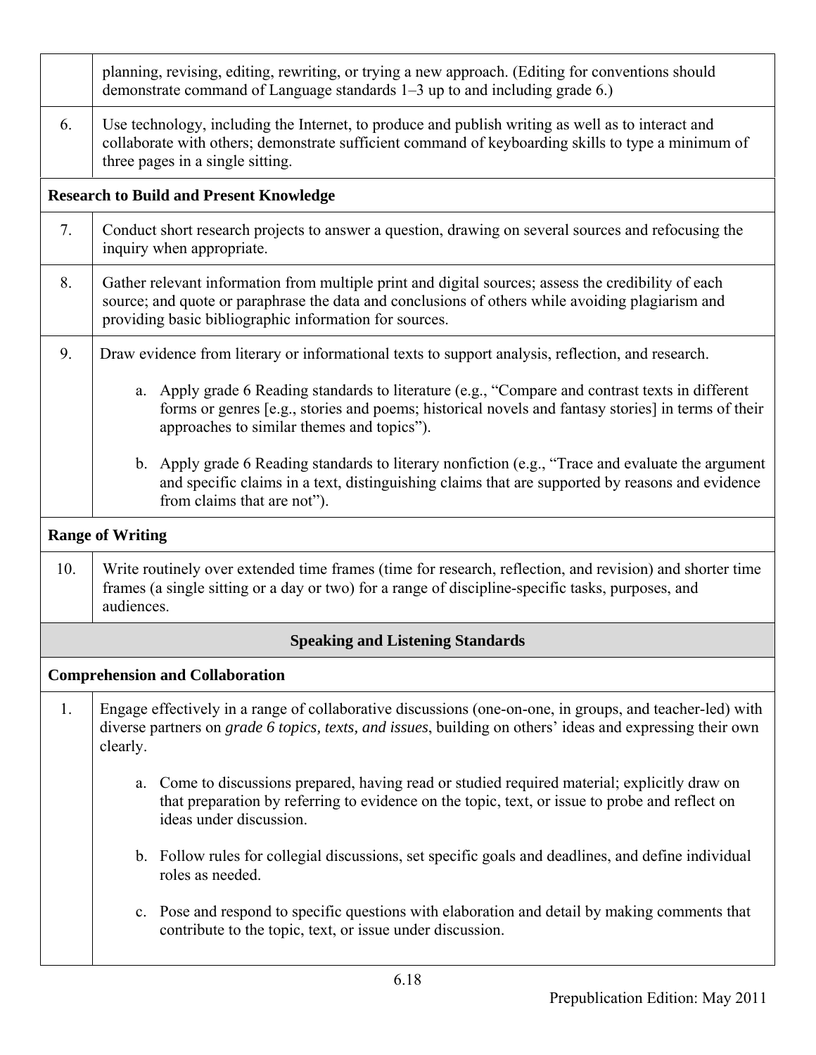| | |
|---|---|
| | planning, revising, editing, rewriting, or trying a new approach. (Editing for conventions should demonstrate command of Language standards 1–3 up to and including grade 6.) |
| 6. | Use technology, including the Internet, to produce and publish writing as well as to interact and collaborate with others; demonstrate sufficient command of keyboarding skills to type a minimum of three pages in a single sitting. |
| **Research to Build and Present Knowledge** | |
| 7. | Conduct short research projects to answer a question, drawing on several sources and refocusing the inquiry when appropriate. |
| 8. | Gather relevant information from multiple print and digital sources; assess the credibility of each source; and quote or paraphrase the data and conclusions of others while avoiding plagiarism and providing basic bibliographic information for sources. |
| 9. | Draw evidence from literary or informational texts to support analysis, reflection, and research.<br><br>a. Apply grade 6 Reading standards to literature (e.g., "Compare and contrast texts in different forms or genres [e.g., stories and poems; historical novels and fantasy stories] in terms of their approaches to similar themes and topics").<br><br>b. Apply grade 6 Reading standards to literary nonfiction (e.g., "Trace and evaluate the argument and specific claims in a text, distinguishing claims that are supported by reasons and evidence from claims that are not"). |
| **Range of Writing** | |
| 10. | Write routinely over extended time frames (time for research, reflection, and revision) and shorter time frames (a single sitting or a day or two) for a range of discipline-specific tasks, purposes, and audiences. |
| **Speaking and Listening Standards** | |
| **Comprehension and Collaboration** | |
| 1. | Engage effectively in a range of collaborative discussions (one-on-one, in groups, and teacher-led) with diverse partners on *grade 6 topics, texts, and issues*, building on others' ideas and expressing their own clearly.<br><br>a. Come to discussions prepared, having read or studied required material; explicitly draw on that preparation by referring to evidence on the topic, text, or issue to probe and reflect on ideas under discussion.<br><br>b. Follow rules for collegial discussions, set specific goals and deadlines, and define individual roles as needed.<br><br>c. Pose and respond to specific questions with elaboration and detail by making comments that contribute to the topic, text, or issue under discussion. |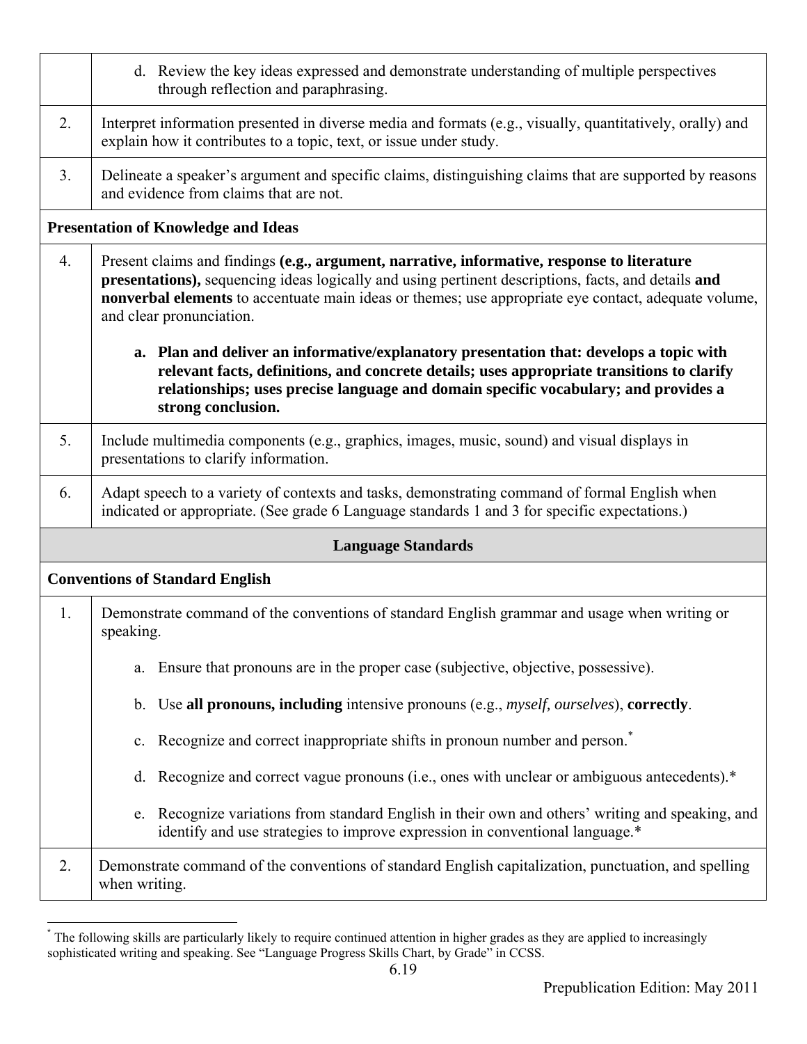| | |
|---|---|
| | d. Review the key ideas expressed and demonstrate understanding of multiple perspectives through reflection and paraphrasing. |
| 2. | Interpret information presented in diverse media and formats (e.g., visually, quantitatively, orally) and explain how it contributes to a topic, text, or issue under study. |
| 3. | Delineate a speaker's argument and specific claims, distinguishing claims that are supported by reasons and evidence from claims that are not. |
| **Presentation of Knowledge and Ideas** | |
| 4. | Present claims and findings **(e.g., argument, narrative, informative, response to literature presentations),** sequencing ideas logically and using pertinent descriptions, facts, and details **and nonverbal elements** to accentuate main ideas or themes; use appropriate eye contact, adequate volume, and clear pronunciation.<br><br>**a. Plan and deliver an informative/explanatory presentation that: develops a topic with relevant facts, definitions, and concrete details; uses appropriate transitions to clarify relationships; uses precise language and domain specific vocabulary; and provides a strong conclusion.** |
| 5. | Include multimedia components (e.g., graphics, images, music, sound) and visual displays in presentations to clarify information. |
| 6. | Adapt speech to a variety of contexts and tasks, demonstrating command of formal English when indicated or appropriate. (See grade 6 Language standards 1 and 3 for specific expectations.) |
| **Language Standards** | |
| **Conventions of Standard English** | |
| 1. | Demonstrate command of the conventions of standard English grammar and usage when writing or speaking.<br><br>a. Ensure that pronouns are in the proper case (subjective, objective, possessive).<br><br>b. Use **all pronouns, including** intensive pronouns (e.g., *myself, ourselves*), **correctly**.<br><br>c. Recognize and correct inappropriate shifts in pronoun number and person.*<br><br>d. Recognize and correct vague pronouns (i.e., ones with unclear or ambiguous antecedents).*<br><br>e. Recognize variations from standard English in their own and others' writing and speaking, and identify and use strategies to improve expression in conventional language.* |
| 2. | Demonstrate command of the conventions of standard English capitalization, punctuation, and spelling when writing. |

* The following skills are particularly likely to require continued attention in higher grades as they are applied to increasingly sophisticated writing and speaking. See "Language Progress Skills Chart, by Grade" in CCSS.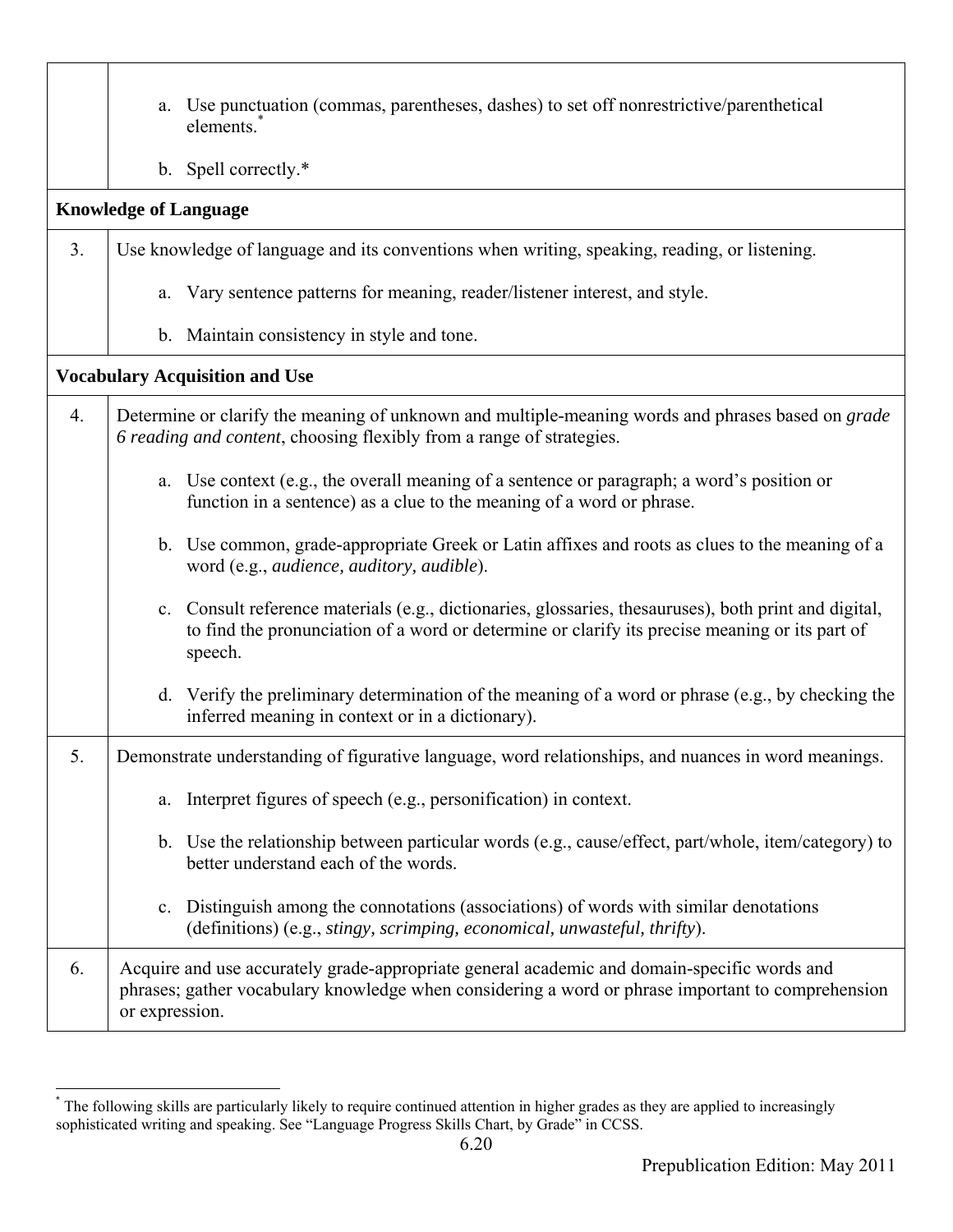| | |
|---|---|
| | a. Use punctuation (commas, parentheses, dashes) to set off nonrestrictive/parenthetical elements.* <br><br> b. Spell correctly.* |
| **Knowledge of Language** | |
| 3. | Use knowledge of language and its conventions when writing, speaking, reading, or listening. <br><br> a. Vary sentence patterns for meaning, reader/listener interest, and style. <br><br> b. Maintain consistency in style and tone. |
| **Vocabulary Acquisition and Use** | |
| 4. | Determine or clarify the meaning of unknown and multiple-meaning words and phrases based on *grade 6 reading and content*, choosing flexibly from a range of strategies. <br><br> a. Use context (e.g., the overall meaning of a sentence or paragraph; a word's position or function in a sentence) as a clue to the meaning of a word or phrase. <br><br> b. Use common, grade-appropriate Greek or Latin affixes and roots as clues to the meaning of a word (e.g., *audience, auditory, audible*). <br><br> c. Consult reference materials (e.g., dictionaries, glossaries, thesauruses), both print and digital, to find the pronunciation of a word or determine or clarify its precise meaning or its part of speech. <br><br> d. Verify the preliminary determination of the meaning of a word or phrase (e.g., by checking the inferred meaning in context or in a dictionary). |
| 5. | Demonstrate understanding of figurative language, word relationships, and nuances in word meanings. <br><br> a. Interpret figures of speech (e.g., personification) in context. <br><br> b. Use the relationship between particular words (e.g., cause/effect, part/whole, item/category) to better understand each of the words. <br><br> c. Distinguish among the connotations (associations) of words with similar denotations (definitions) (e.g., *stingy, scrimping, economical, unwasteful, thrifty*). |
| 6. | Acquire and use accurately grade-appropriate general academic and domain-specific words and phrases; gather vocabulary knowledge when considering a word or phrase important to comprehension or expression. |

* The following skills are particularly likely to require continued attention in higher grades as they are applied to increasingly sophisticated writing and speaking. See "Language Progress Skills Chart, by Grade" in CCSS.

Prepublication Edition: May 2011